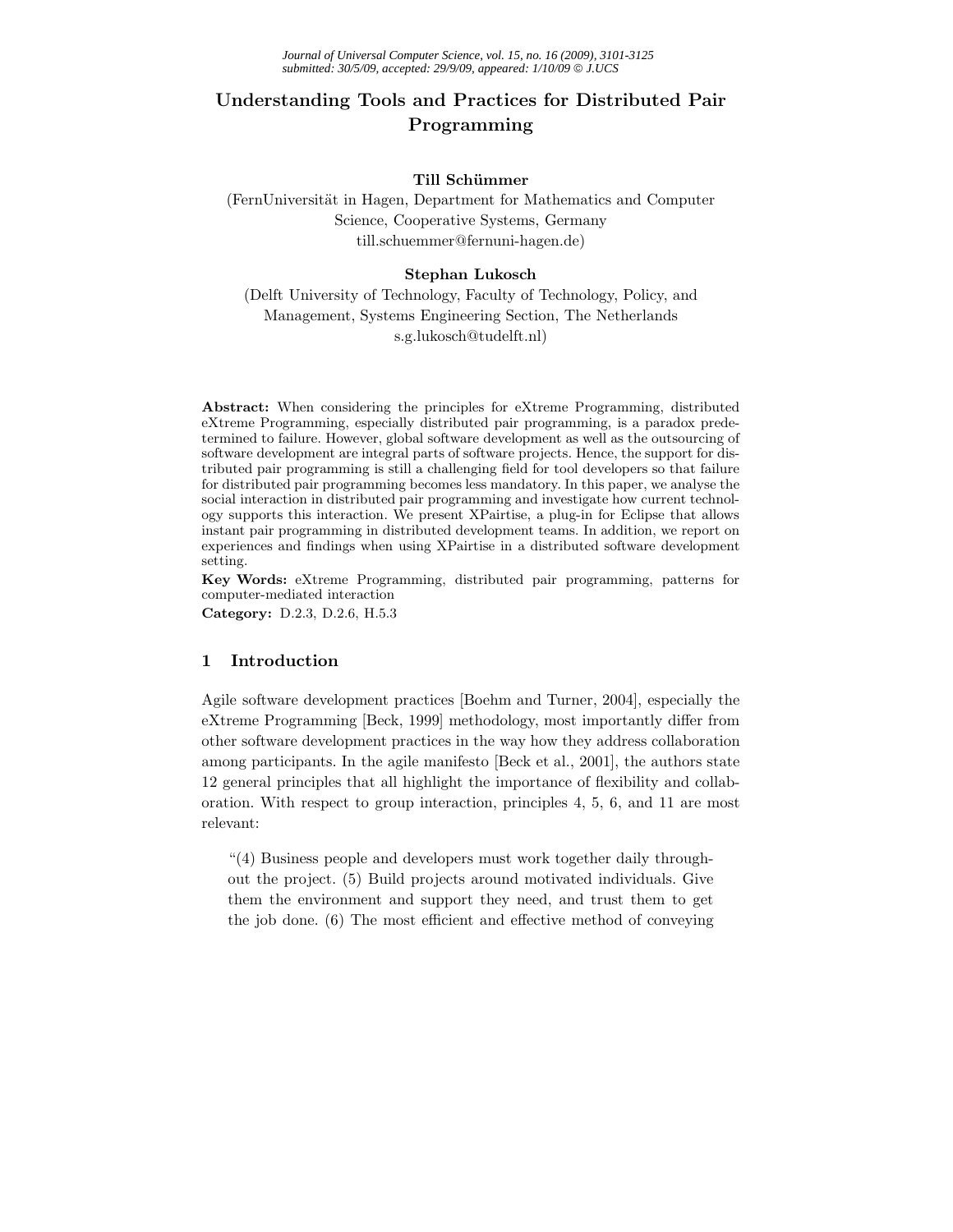# Understanding Tools and Practices for Distributed Pair Programming

**Till Schümmer**
(FernUniversität in Hagen, Department for Mathematics and Computer Science, Cooperative Systems, Germany
till.schuemmer@fernuni-hagen.de)

**Stephan Lukosch**
(Delft University of Technology, Faculty of Technology, Policy, and Management, Systems Engineering Section, The Netherlands
s.g.lukosch@tudelft.nl)

**Abstract:** When considering the principles for eXtreme Programming, distributed eXtreme Programming, especially distributed pair programming, is a paradox predetermined to failure. However, global software development as well as the outsourcing of software development are integral parts of software projects. Hence, the support for distributed pair programming is still a challenging field for tool developers so that failure for distributed pair programming becomes less mandatory. In this paper, we analyse the social interaction in distributed pair programming and investigate how current technology supports this interaction. We present XPairtise, a plug-in for Eclipse that allows instant pair programming in distributed development teams. In addition, we report on experiences and findings when using XPairtise in a distributed software development setting.

**Key Words:** eXtreme Programming, distributed pair programming, patterns for computer-mediated interaction

**Category:** D.2.3, D.2.6, H.5.3

## 1 Introduction

Agile software development practices [Boehm and Turner, 2004], especially the eXtreme Programming [Beck, 1999] methodology, most importantly differ from other software development practices in the way how they address collaboration among participants. In the agile manifesto [Beck et al., 2001], the authors state 12 general principles that all highlight the importance of flexibility and collaboration. With respect to group interaction, principles 4, 5, 6, and 11 are most relevant:

> "(4) Business people and developers must work together daily throughout the project. (5) Build projects around motivated individuals. Give them the environment and support they need, and trust them to get the job done. (6) The most efficient and effective method of conveying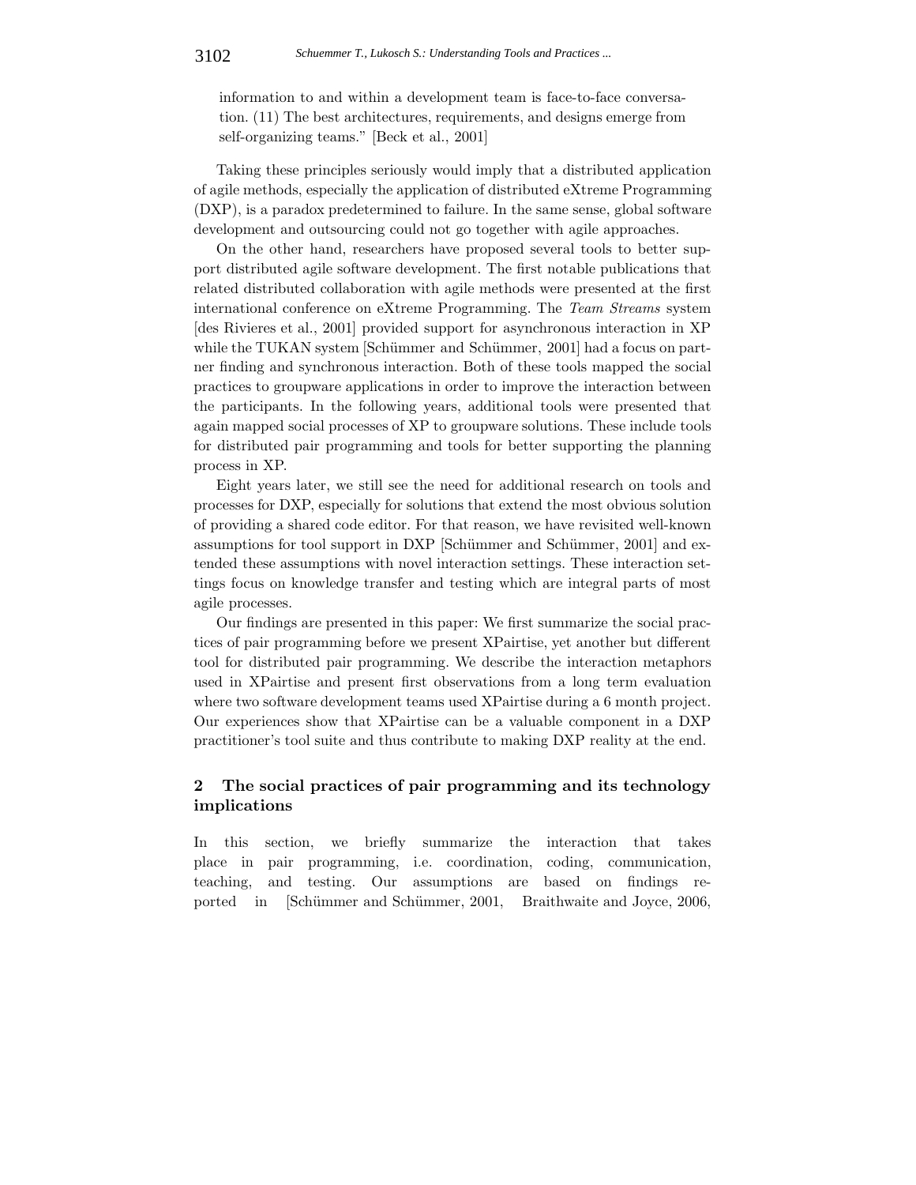information to and within a development team is face-to-face conversation. (11) The best architectures, requirements, and designs emerge from self-organizing teams." [Beck et al., 2001]

Taking these principles seriously would imply that a distributed application of agile methods, especially the application of distributed eXtreme Programming (DXP), is a paradox predetermined to failure. In the same sense, global software development and outsourcing could not go together with agile approaches.

On the other hand, researchers have proposed several tools to better support distributed agile software development. The first notable publications that related distributed collaboration with agile methods were presented at the first international conference on eXtreme Programming. The *Team Streams* system [des Rivieres et al., 2001] provided support for asynchronous interaction in XP while the TUKAN system [Schümmer and Schümmer, 2001] had a focus on partner finding and synchronous interaction. Both of these tools mapped the social practices to groupware applications in order to improve the interaction between the participants. In the following years, additional tools were presented that again mapped social processes of XP to groupware solutions. These include tools for distributed pair programming and tools for better supporting the planning process in XP.

Eight years later, we still see the need for additional research on tools and processes for DXP, especially for solutions that extend the most obvious solution of providing a shared code editor. For that reason, we have revisited well-known assumptions for tool support in DXP [Schümmer and Schümmer, 2001] and extended these assumptions with novel interaction settings. These interaction settings focus on knowledge transfer and testing which are integral parts of most agile processes.

Our findings are presented in this paper: We first summarize the social practices of pair programming before we present XPairtise, yet another but different tool for distributed pair programming. We describe the interaction metaphors used in XPairtise and present first observations from a long term evaluation where two software development teams used XPairtise during a 6 month project. Our experiences show that XPairtise can be a valuable component in a DXP practitioner's tool suite and thus contribute to making DXP reality at the end.

## 2 The social practices of pair programming and its technology implications

In this section, we briefly summarize the interaction that takes place in pair programming, i.e. coordination, coding, communication, teaching, and testing. Our assumptions are based on findings reported in [Schümmer and Schümmer, 2001, Braithwaite and Joyce, 2006,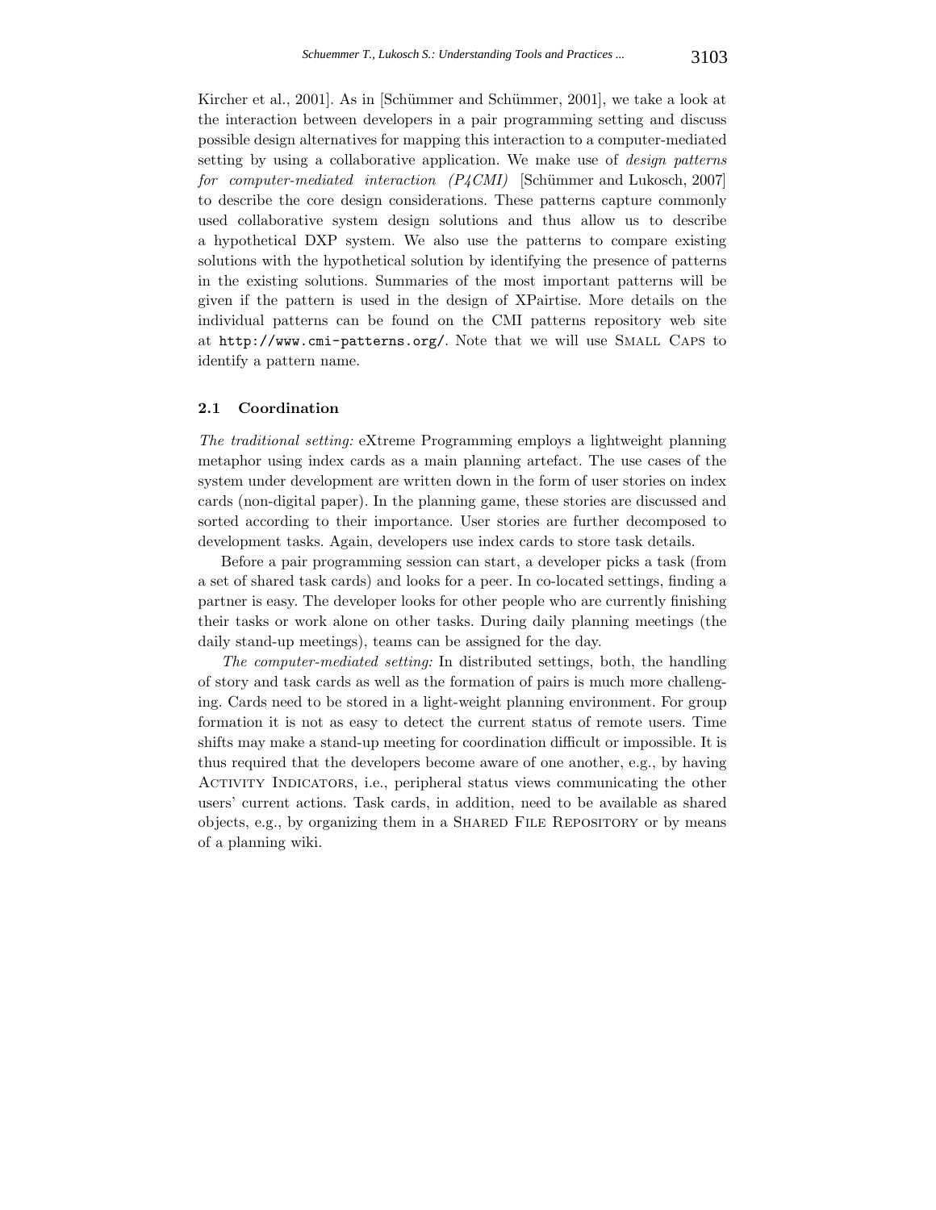Kircher et al., 2001]. As in [Schümmer and Schümmer, 2001], we take a look at the interaction between developers in a pair programming setting and discuss possible design alternatives for mapping this interaction to a computer-mediated setting by using a collaborative application. We make use of *design patterns for computer-mediated interaction (P4CMI)* [Schümmer and Lukosch, 2007] to describe the core design considerations. These patterns capture commonly used collaborative system design solutions and thus allow us to describe a hypothetical DXP system. We also use the patterns to compare existing solutions with the hypothetical solution by identifying the presence of patterns in the existing solutions. Summaries of the most important patterns will be given if the pattern is used in the design of XPairtise. More details on the individual patterns can be found on the CMI patterns repository web site at `http://www.cmi-patterns.org/`. Note that we will use Small Caps to identify a pattern name.

### 2.1 Coordination

*The traditional setting:* eXtreme Programming employs a lightweight planning metaphor using index cards as a main planning artefact. The use cases of the system under development are written down in the form of user stories on index cards (non-digital paper). In the planning game, these stories are discussed and sorted according to their importance. User stories are further decomposed to development tasks. Again, developers use index cards to store task details.

Before a pair programming session can start, a developer picks a task (from a set of shared task cards) and looks for a peer. In co-located settings, finding a partner is easy. The developer looks for other people who are currently finishing their tasks or work alone on other tasks. During daily planning meetings (the daily stand-up meetings), teams can be assigned for the day.

*The computer-mediated setting:* In distributed settings, both, the handling of story and task cards as well as the formation of pairs is much more challenging. Cards need to be stored in a light-weight planning environment. For group formation it is not as easy to detect the current status of remote users. Time shifts may make a stand-up meeting for coordination difficult or impossible. It is thus required that the developers become aware of one another, e.g., by having Activity Indicators, i.e., peripheral status views communicating the other users' current actions. Task cards, in addition, need to be available as shared objects, e.g., by organizing them in a Shared File Repository or by means of a planning wiki.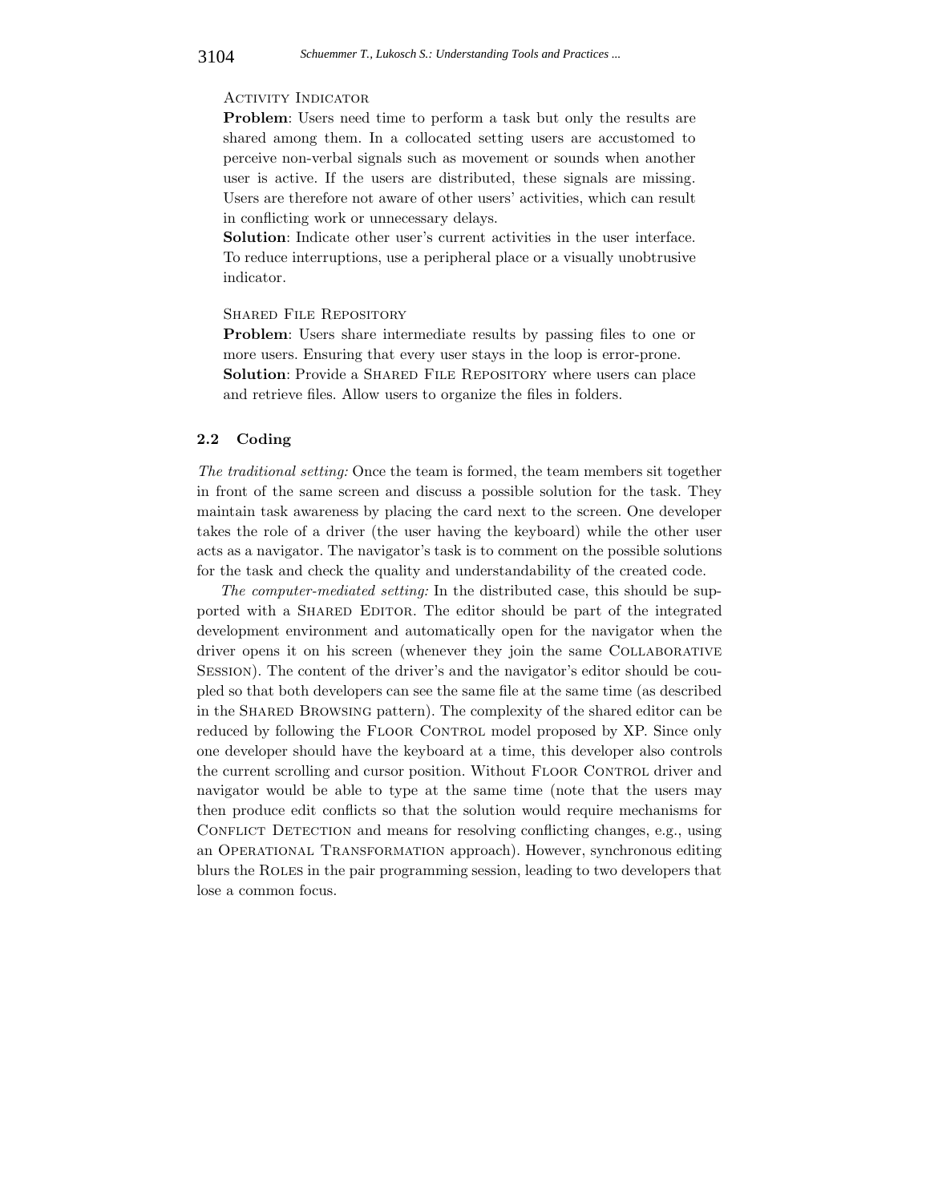Activity Indicator

**Problem**: Users need time to perform a task but only the results are shared among them. In a collocated setting users are accustomed to perceive non-verbal signals such as movement or sounds when another user is active. If the users are distributed, these signals are missing. Users are therefore not aware of other users' activities, which can result in conflicting work or unnecessary delays.

**Solution**: Indicate other user's current activities in the user interface. To reduce interruptions, use a peripheral place or a visually unobtrusive indicator.

Shared File Repository

**Problem**: Users share intermediate results by passing files to one or more users. Ensuring that every user stays in the loop is error-prone.

**Solution**: Provide a Shared File Repository where users can place and retrieve files. Allow users to organize the files in folders.

### 2.2 Coding

*The traditional setting:* Once the team is formed, the team members sit together in front of the same screen and discuss a possible solution for the task. They maintain task awareness by placing the card next to the screen. One developer takes the role of a driver (the user having the keyboard) while the other user acts as a navigator. The navigator's task is to comment on the possible solutions for the task and check the quality and understandability of the created code.

*The computer-mediated setting:* In the distributed case, this should be supported with a Shared Editor. The editor should be part of the integrated development environment and automatically open for the navigator when the driver opens it on his screen (whenever they join the same Collaborative Session). The content of the driver's and the navigator's editor should be coupled so that both developers can see the same file at the same time (as described in the Shared Browsing pattern). The complexity of the shared editor can be reduced by following the Floor Control model proposed by XP. Since only one developer should have the keyboard at a time, this developer also controls the current scrolling and cursor position. Without Floor Control driver and navigator would be able to type at the same time (note that the users may then produce edit conflicts so that the solution would require mechanisms for Conflict Detection and means for resolving conflicting changes, e.g., using an Operational Transformation approach). However, synchronous editing blurs the Roles in the pair programming session, leading to two developers that lose a common focus.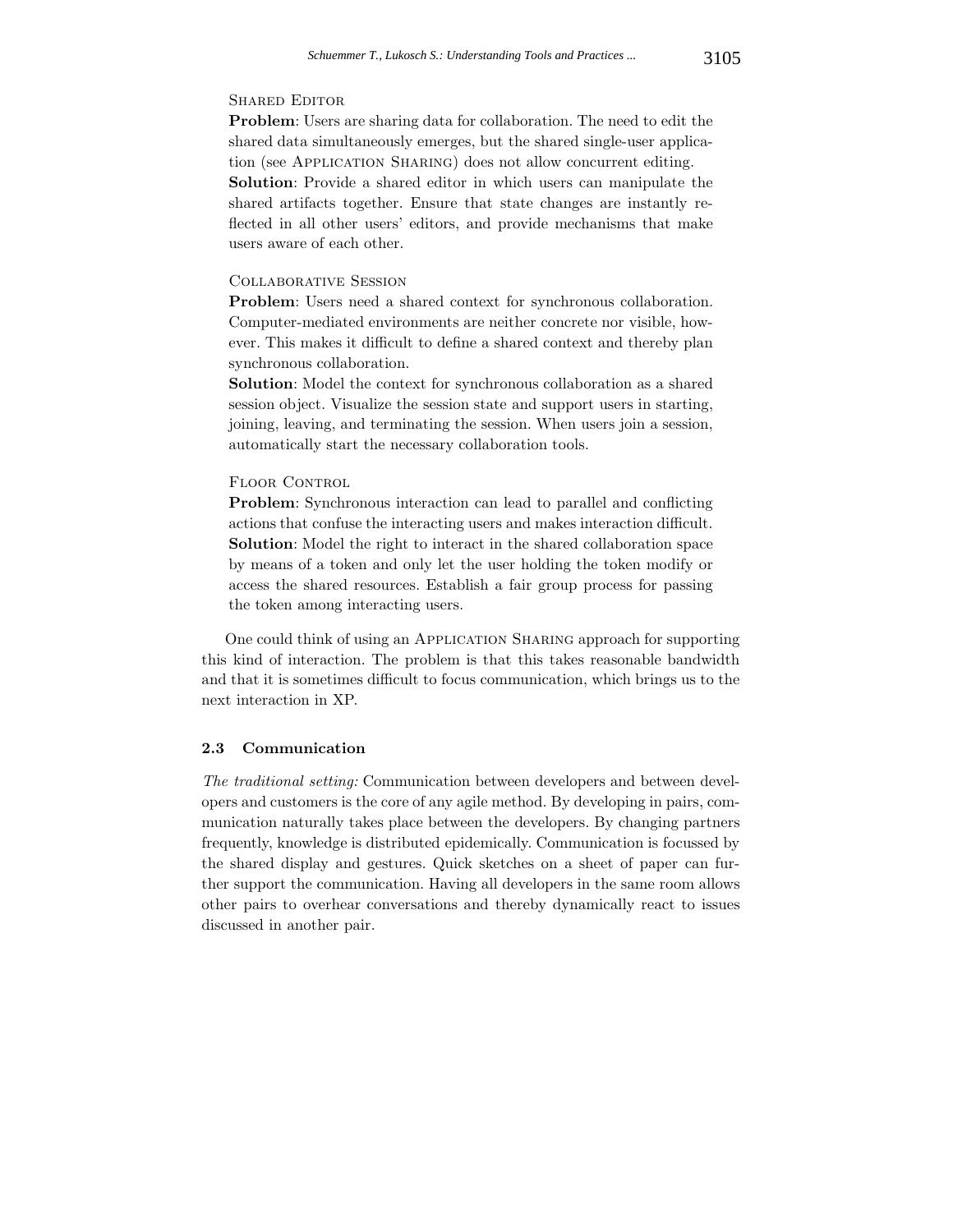Shared Editor

**Problem**: Users are sharing data for collaboration. The need to edit the shared data simultaneously emerges, but the shared single-user application (see Application Sharing) does not allow concurrent editing.

**Solution**: Provide a shared editor in which users can manipulate the shared artifacts together. Ensure that state changes are instantly reflected in all other users' editors, and provide mechanisms that make users aware of each other.

Collaborative Session

**Problem**: Users need a shared context for synchronous collaboration. Computer-mediated environments are neither concrete nor visible, however. This makes it difficult to define a shared context and thereby plan synchronous collaboration.

**Solution**: Model the context for synchronous collaboration as a shared session object. Visualize the session state and support users in starting, joining, leaving, and terminating the session. When users join a session, automatically start the necessary collaboration tools.

Floor Control

**Problem**: Synchronous interaction can lead to parallel and conflicting actions that confuse the interacting users and makes interaction difficult.

**Solution**: Model the right to interact in the shared collaboration space by means of a token and only let the user holding the token modify or access the shared resources. Establish a fair group process for passing the token among interacting users.

One could think of using an Application Sharing approach for supporting this kind of interaction. The problem is that this takes reasonable bandwidth and that it is sometimes difficult to focus communication, which brings us to the next interaction in XP.

### 2.3 Communication

*The traditional setting:* Communication between developers and between developers and customers is the core of any agile method. By developing in pairs, communication naturally takes place between the developers. By changing partners frequently, knowledge is distributed epidemically. Communication is focussed by the shared display and gestures. Quick sketches on a sheet of paper can further support the communication. Having all developers in the same room allows other pairs to overhear conversations and thereby dynamically react to issues discussed in another pair.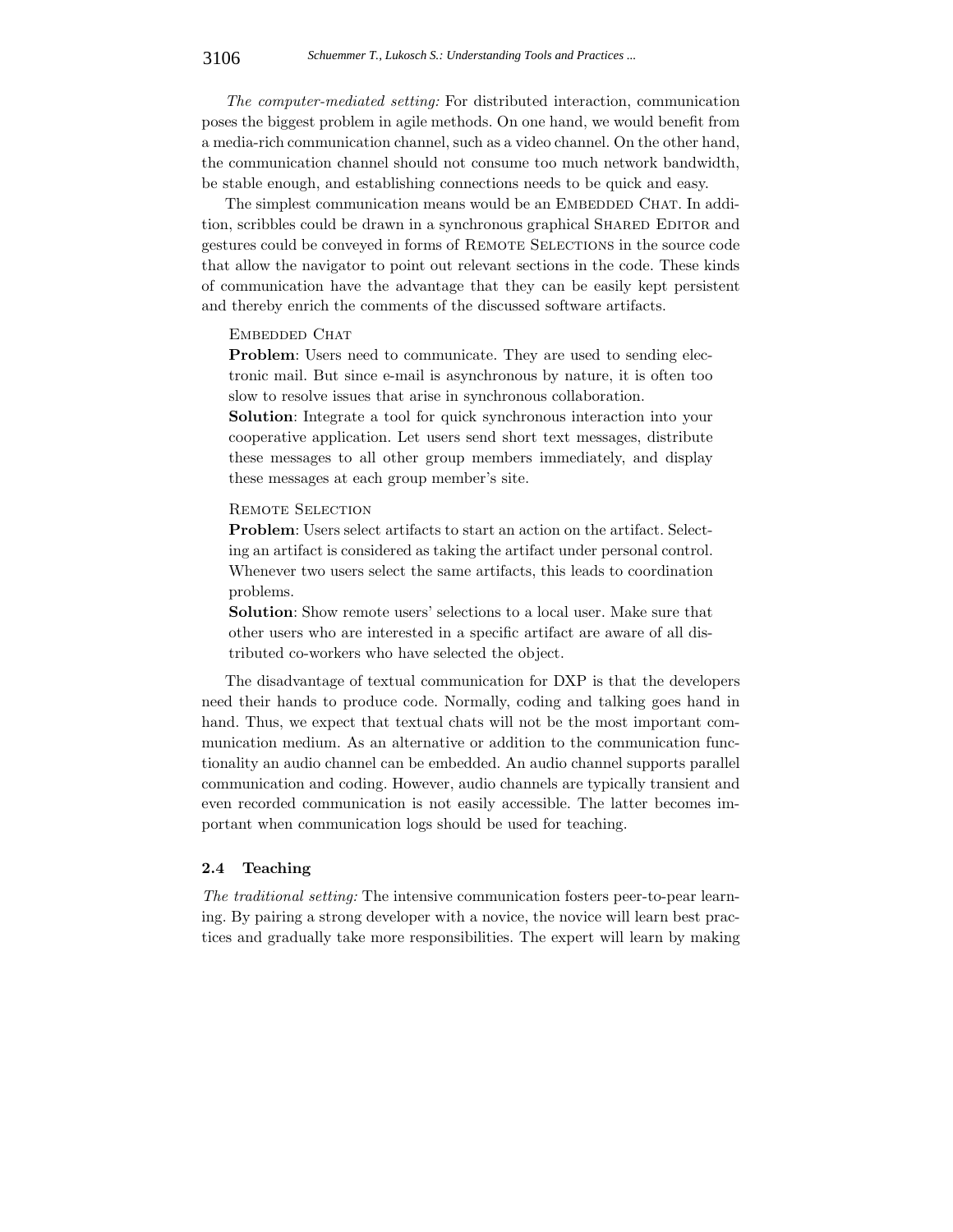*The computer-mediated setting:* For distributed interaction, communication poses the biggest problem in agile methods. On one hand, we would benefit from a media-rich communication channel, such as a video channel. On the other hand, the communication channel should not consume too much network bandwidth, be stable enough, and establishing connections needs to be quick and easy.

The simplest communication means would be an EMBEDDED CHAT. In addition, scribbles could be drawn in a synchronous graphical SHARED EDITOR and gestures could be conveyed in forms of REMOTE SELECTIONS in the source code that allow the navigator to point out relevant sections in the code. These kinds of communication have the advantage that they can be easily kept persistent and thereby enrich the comments of the discussed software artifacts.

> EMBEDDED CHAT
> **Problem**: Users need to communicate. They are used to sending electronic mail. But since e-mail is asynchronous by nature, it is often too slow to resolve issues that arise in synchronous collaboration.
> **Solution**: Integrate a tool for quick synchronous interaction into your cooperative application. Let users send short text messages, distribute these messages to all other group members immediately, and display these messages at each group member's site.

> REMOTE SELECTION
> **Problem**: Users select artifacts to start an action on the artifact. Selecting an artifact is considered as taking the artifact under personal control. Whenever two users select the same artifacts, this leads to coordination problems.
> **Solution**: Show remote users' selections to a local user. Make sure that other users who are interested in a specific artifact are aware of all distributed co-workers who have selected the object.

The disadvantage of textual communication for DXP is that the developers need their hands to produce code. Normally, coding and talking goes hand in hand. Thus, we expect that textual chats will not be the most important communication medium. As an alternative or addition to the communication functionality an audio channel can be embedded. An audio channel supports parallel communication and coding. However, audio channels are typically transient and even recorded communication is not easily accessible. The latter becomes important when communication logs should be used for teaching.

### 2.4 Teaching

*The traditional setting:* The intensive communication fosters peer-to-pear learning. By pairing a strong developer with a novice, the novice will learn best practices and gradually take more responsibilities. The expert will learn by making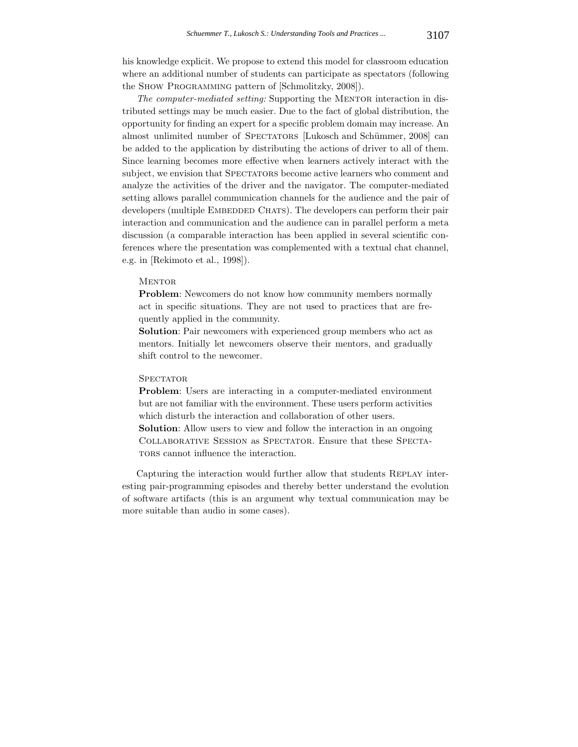his knowledge explicit. We propose to extend this model for classroom education where an additional number of students can participate as spectators (following the Show Programming pattern of [Schmolitzky, 2008]).

*The computer-mediated setting:* Supporting the Mentor interaction in distributed settings may be much easier. Due to the fact of global distribution, the opportunity for finding an expert for a specific problem domain may increase. An almost unlimited number of Spectators [Lukosch and Schümmer, 2008] can be added to the application by distributing the actions of driver to all of them. Since learning becomes more effective when learners actively interact with the subject, we envision that Spectators become active learners who comment and analyze the activities of the driver and the navigator. The computer-mediated setting allows parallel communication channels for the audience and the pair of developers (multiple Embedded Chats). The developers can perform their pair interaction and communication and the audience can in parallel perform a meta discussion (a comparable interaction has been applied in several scientific conferences where the presentation was complemented with a textual chat channel, e.g. in [Rekimoto et al., 1998]).

> Mentor
>
> **Problem**: Newcomers do not know how community members normally act in specific situations. They are not used to practices that are frequently applied in the community.
>
> **Solution**: Pair newcomers with experienced group members who act as mentors. Initially let newcomers observe their mentors, and gradually shift control to the newcomer.

> Spectator
>
> **Problem**: Users are interacting in a computer-mediated environment but are not familiar with the environment. These users perform activities which disturb the interaction and collaboration of other users.
>
> **Solution**: Allow users to view and follow the interaction in an ongoing Collaborative Session as Spectator. Ensure that these Spectators cannot influence the interaction.

Capturing the interaction would further allow that students Replay interesting pair-programming episodes and thereby better understand the evolution of software artifacts (this is an argument why textual communication may be more suitable than audio in some cases).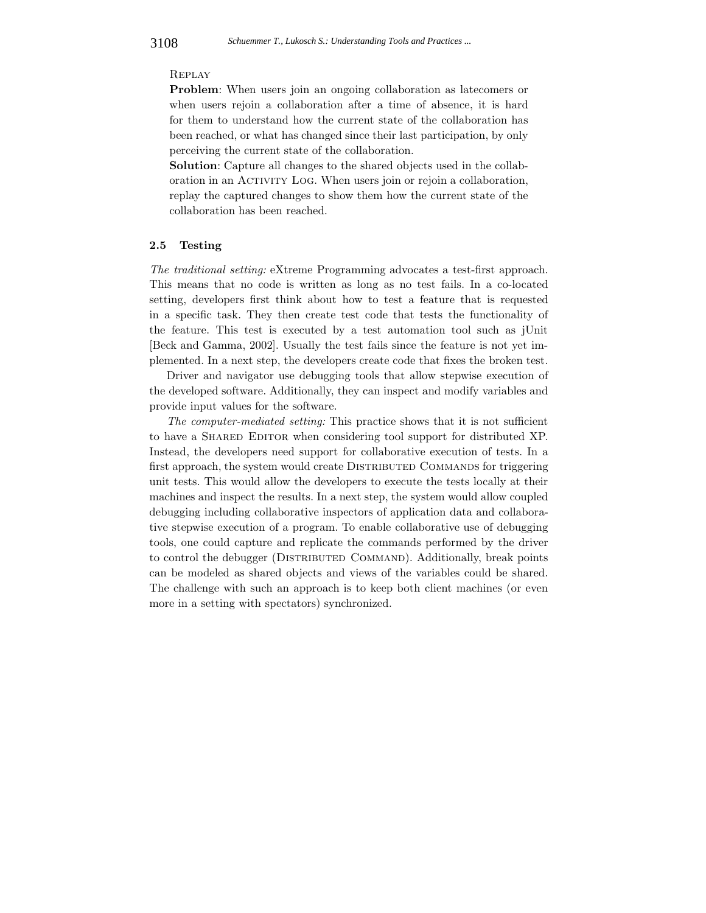Replay

**Problem**: When users join an ongoing collaboration as latecomers or when users rejoin a collaboration after a time of absence, it is hard for them to understand how the current state of the collaboration has been reached, or what has changed since their last participation, by only perceiving the current state of the collaboration.

**Solution**: Capture all changes to the shared objects used in the collaboration in an Activity Log. When users join or rejoin a collaboration, replay the captured changes to show them how the current state of the collaboration has been reached.

### 2.5 Testing

*The traditional setting:* eXtreme Programming advocates a test-first approach. This means that no code is written as long as no test fails. In a co-located setting, developers first think about how to test a feature that is requested in a specific task. They then create test code that tests the functionality of the feature. This test is executed by a test automation tool such as jUnit [Beck and Gamma, 2002]. Usually the test fails since the feature is not yet implemented. In a next step, the developers create code that fixes the broken test.

Driver and navigator use debugging tools that allow stepwise execution of the developed software. Additionally, they can inspect and modify variables and provide input values for the software.

*The computer-mediated setting:* This practice shows that it is not sufficient to have a Shared Editor when considering tool support for distributed XP. Instead, the developers need support for collaborative execution of tests. In a first approach, the system would create Distributed Commands for triggering unit tests. This would allow the developers to execute the tests locally at their machines and inspect the results. In a next step, the system would allow coupled debugging including collaborative inspectors of application data and collaborative stepwise execution of a program. To enable collaborative use of debugging tools, one could capture and replicate the commands performed by the driver to control the debugger (Distributed Command). Additionally, break points can be modeled as shared objects and views of the variables could be shared. The challenge with such an approach is to keep both client machines (or even more in a setting with spectators) synchronized.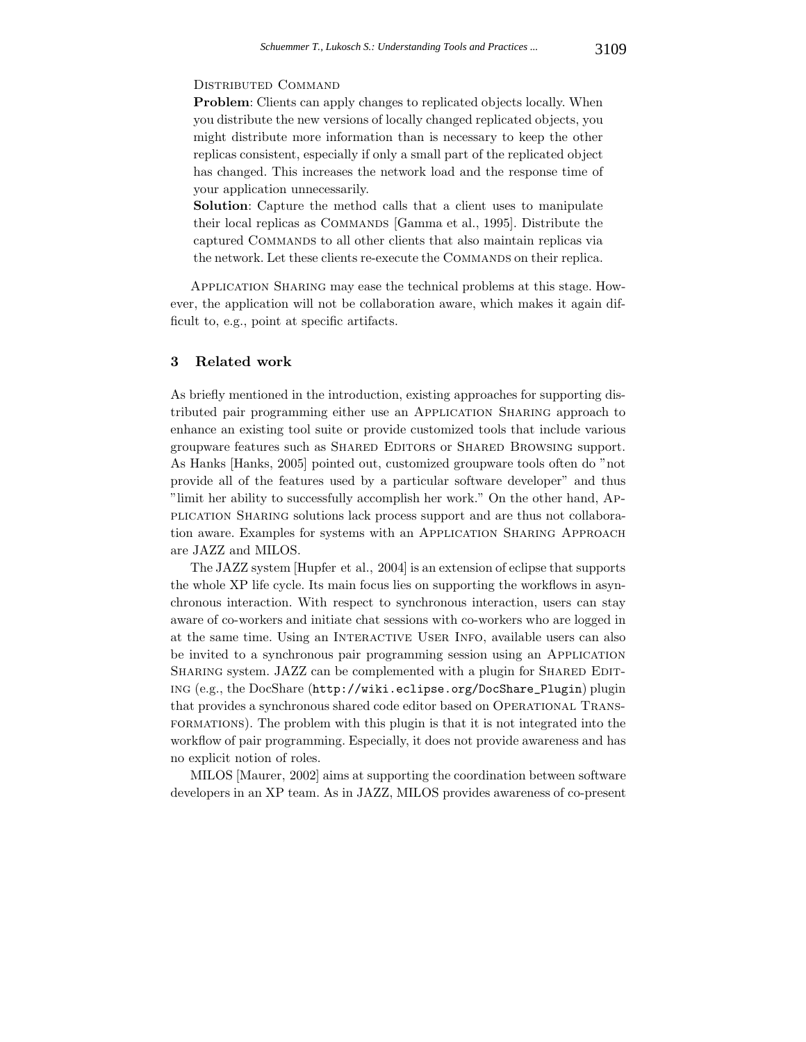Distributed Command

**Problem**: Clients can apply changes to replicated objects locally. When you distribute the new versions of locally changed replicated objects, you might distribute more information than is necessary to keep the other replicas consistent, especially if only a small part of the replicated object has changed. This increases the network load and the response time of your application unnecessarily.

**Solution**: Capture the method calls that a client uses to manipulate their local replicas as Commands [Gamma et al., 1995]. Distribute the captured Commands to all other clients that also maintain replicas via the network. Let these clients re-execute the Commands on their replica.

Application Sharing may ease the technical problems at this stage. However, the application will not be collaboration aware, which makes it again difficult to, e.g., point at specific artifacts.

## 3 Related work

As briefly mentioned in the introduction, existing approaches for supporting distributed pair programming either use an Application Sharing approach to enhance an existing tool suite or provide customized tools that include various groupware features such as Shared Editors or Shared Browsing support. As Hanks [Hanks, 2005] pointed out, customized groupware tools often do "not provide all of the features used by a particular software developer" and thus "limit her ability to successfully accomplish her work." On the other hand, Application Sharing solutions lack process support and are thus not collaboration aware. Examples for systems with an Application Sharing Approach are JAZZ and MILOS.

The JAZZ system [Hupfer et al., 2004] is an extension of eclipse that supports the whole XP life cycle. Its main focus lies on supporting the workflows in asynchronous interaction. With respect to synchronous interaction, users can stay aware of co-workers and initiate chat sessions with co-workers who are logged in at the same time. Using an Interactive User Info, available users can also be invited to a synchronous pair programming session using an Application Sharing system. JAZZ can be complemented with a plugin for Shared Editing (e.g., the DocShare (`http://wiki.eclipse.org/DocShare_Plugin`) plugin that provides a synchronous shared code editor based on Operational Transformations). The problem with this plugin is that it is not integrated into the workflow of pair programming. Especially, it does not provide awareness and has no explicit notion of roles.

MILOS [Maurer, 2002] aims at supporting the coordination between software developers in an XP team. As in JAZZ, MILOS provides awareness of co-present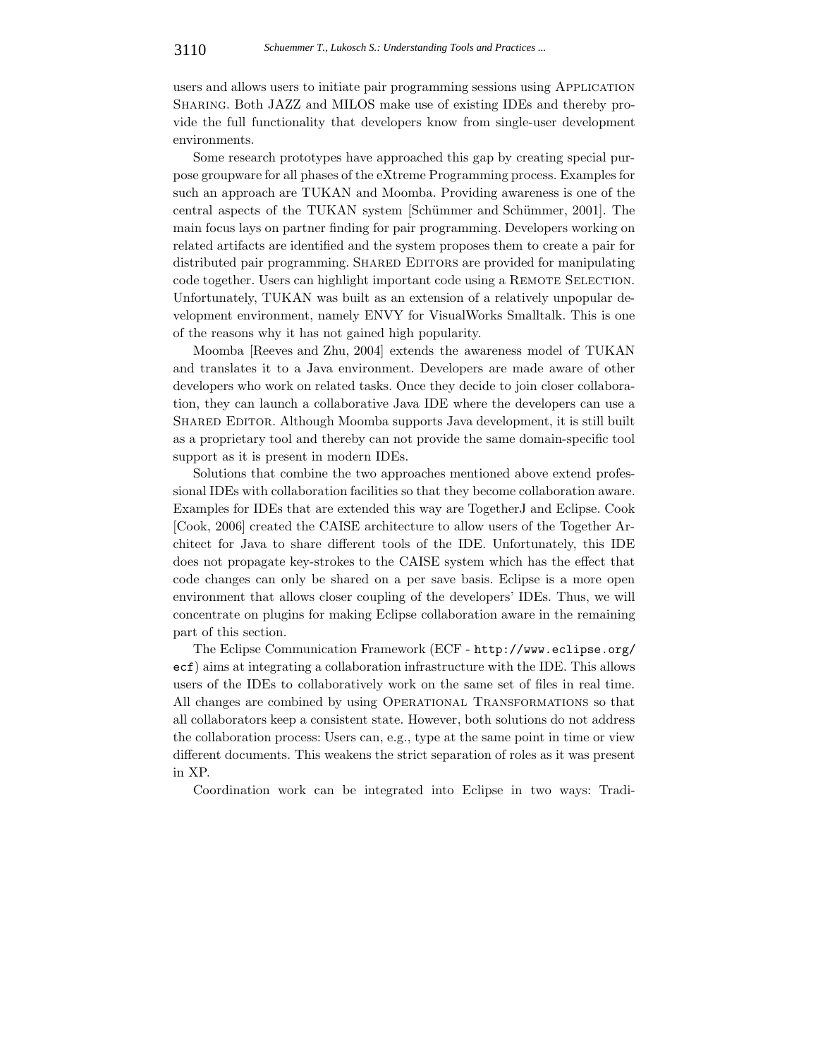users and allows users to initiate pair programming sessions using Application Sharing. Both JAZZ and MILOS make use of existing IDEs and thereby provide the full functionality that developers know from single-user development environments.

Some research prototypes have approached this gap by creating special purpose groupware for all phases of the eXtreme Programming process. Examples for such an approach are TUKAN and Moomba. Providing awareness is one of the central aspects of the TUKAN system [Schümmer and Schümmer, 2001]. The main focus lays on partner finding for pair programming. Developers working on related artifacts are identified and the system proposes them to create a pair for distributed pair programming. Shared Editors are provided for manipulating code together. Users can highlight important code using a Remote Selection. Unfortunately, TUKAN was built as an extension of a relatively unpopular development environment, namely ENVY for VisualWorks Smalltalk. This is one of the reasons why it has not gained high popularity.

Moomba [Reeves and Zhu, 2004] extends the awareness model of TUKAN and translates it to a Java environment. Developers are made aware of other developers who work on related tasks. Once they decide to join closer collaboration, they can launch a collaborative Java IDE where the developers can use a Shared Editor. Although Moomba supports Java development, it is still built as a proprietary tool and thereby can not provide the same domain-specific tool support as it is present in modern IDEs.

Solutions that combine the two approaches mentioned above extend professional IDEs with collaboration facilities so that they become collaboration aware. Examples for IDEs that are extended this way are TogetherJ and Eclipse. Cook [Cook, 2006] created the CAISE architecture to allow users of the Together Architect for Java to share different tools of the IDE. Unfortunately, this IDE does not propagate key-strokes to the CAISE system which has the effect that code changes can only be shared on a per save basis. Eclipse is a more open environment that allows closer coupling of the developers' IDEs. Thus, we will concentrate on plugins for making Eclipse collaboration aware in the remaining part of this section.

The Eclipse Communication Framework (ECF - `http://www.eclipse.org/ecf`) aims at integrating a collaboration infrastructure with the IDE. This allows users of the IDEs to collaboratively work on the same set of files in real time. All changes are combined by using Operational Transformations so that all collaborators keep a consistent state. However, both solutions do not address the collaboration process: Users can, e.g., type at the same point in time or view different documents. This weakens the strict separation of roles as it was present in XP.

Coordination work can be integrated into Eclipse in two ways: Tradi-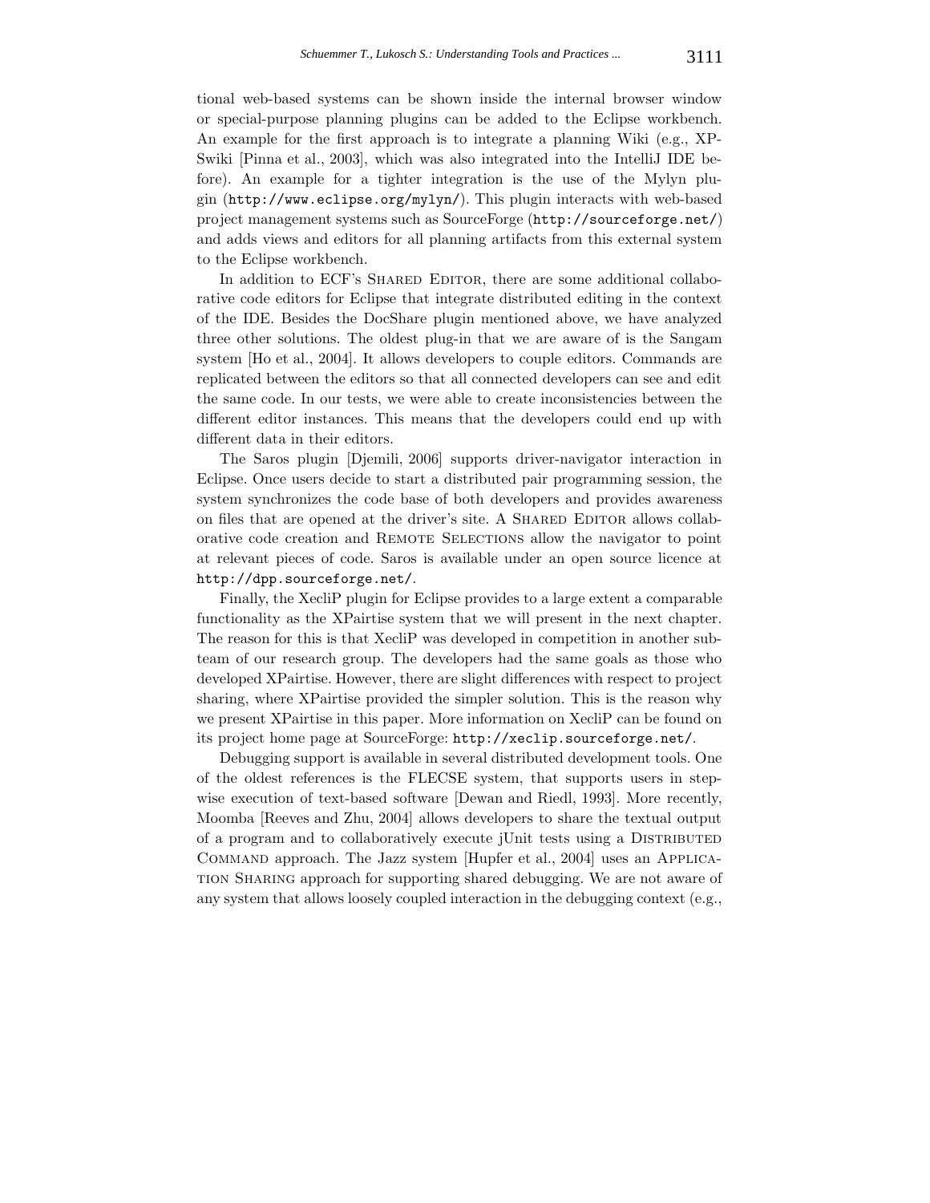tional web-based systems can be shown inside the internal browser window or special-purpose planning plugins can be added to the Eclipse workbench. An example for the first approach is to integrate a planning Wiki (e.g., XP-Swiki [Pinna et al., 2003], which was also integrated into the IntelliJ IDE before). An example for a tighter integration is the use of the Mylyn plugin (http://www.eclipse.org/mylyn/). This plugin interacts with web-based project management systems such as SourceForge (http://sourceforge.net/) and adds views and editors for all planning artifacts from this external system to the Eclipse workbench.

In addition to ECF's Shared Editor, there are some additional collaborative code editors for Eclipse that integrate distributed editing in the context of the IDE. Besides the DocShare plugin mentioned above, we have analyzed three other solutions. The oldest plug-in that we are aware of is the Sangam system [Ho et al., 2004]. It allows developers to couple editors. Commands are replicated between the editors so that all connected developers can see and edit the same code. In our tests, we were able to create inconsistencies between the different editor instances. This means that the developers could end up with different data in their editors.

The Saros plugin [Djemili, 2006] supports driver-navigator interaction in Eclipse. Once users decide to start a distributed pair programming session, the system synchronizes the code base of both developers and provides awareness on files that are opened at the driver's site. A Shared Editor allows collaborative code creation and Remote Selections allow the navigator to point at relevant pieces of code. Saros is available under an open source licence at http://dpp.sourceforge.net/.

Finally, the XecliP plugin for Eclipse provides to a large extent a comparable functionality as the XPairtise system that we will present in the next chapter. The reason for this is that XecliP was developed in competition in another subteam of our research group. The developers had the same goals as those who developed XPairtise. However, there are slight differences with respect to project sharing, where XPairtise provided the simpler solution. This is the reason why we present XPairtise in this paper. More information on XecliP can be found on its project home page at SourceForge: http://xeclip.sourceforge.net/.

Debugging support is available in several distributed development tools. One of the oldest references is the FLECSE system, that supports users in stepwise execution of text-based software [Dewan and Riedl, 1993]. More recently, Moomba [Reeves and Zhu, 2004] allows developers to share the textual output of a program and to collaboratively execute jUnit tests using a Distributed Command approach. The Jazz system [Hupfer et al., 2004] uses an Application Sharing approach for supporting shared debugging. We are not aware of any system that allows loosely coupled interaction in the debugging context (e.g.,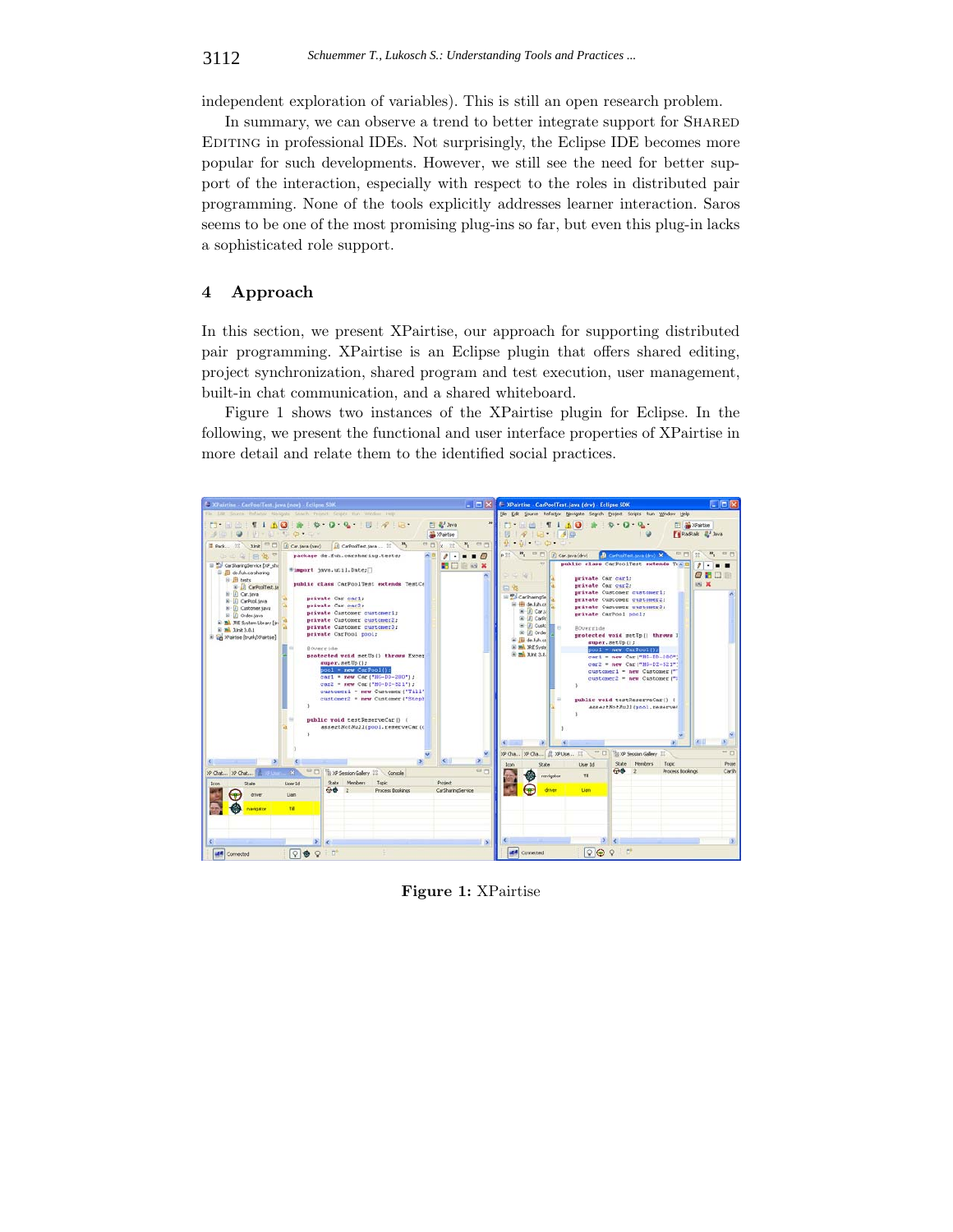independent exploration of variables). This is still an open research problem.

In summary, we can observe a trend to better integrate support for Shared Editing in professional IDEs. Not surprisingly, the Eclipse IDE becomes more popular for such developments. However, we still see the need for better support of the interaction, especially with respect to the roles in distributed pair programming. None of the tools explicitly addresses learner interaction. Saros seems to be one of the most promising plug-ins so far, but even this plug-in lacks a sophisticated role support.

## 4 Approach

In this section, we present XPairtise, our approach for supporting distributed pair programming. XPairtise is an Eclipse plugin that offers shared editing, project synchronization, shared program and test execution, user management, built-in chat communication, and a shared whiteboard.

Figure 1 shows two instances of the XPairtise plugin for Eclipse. In the following, we present the functional and user interface properties of XPairtise in more detail and relate them to the identified social practices.

**Figure 1:** XPairtise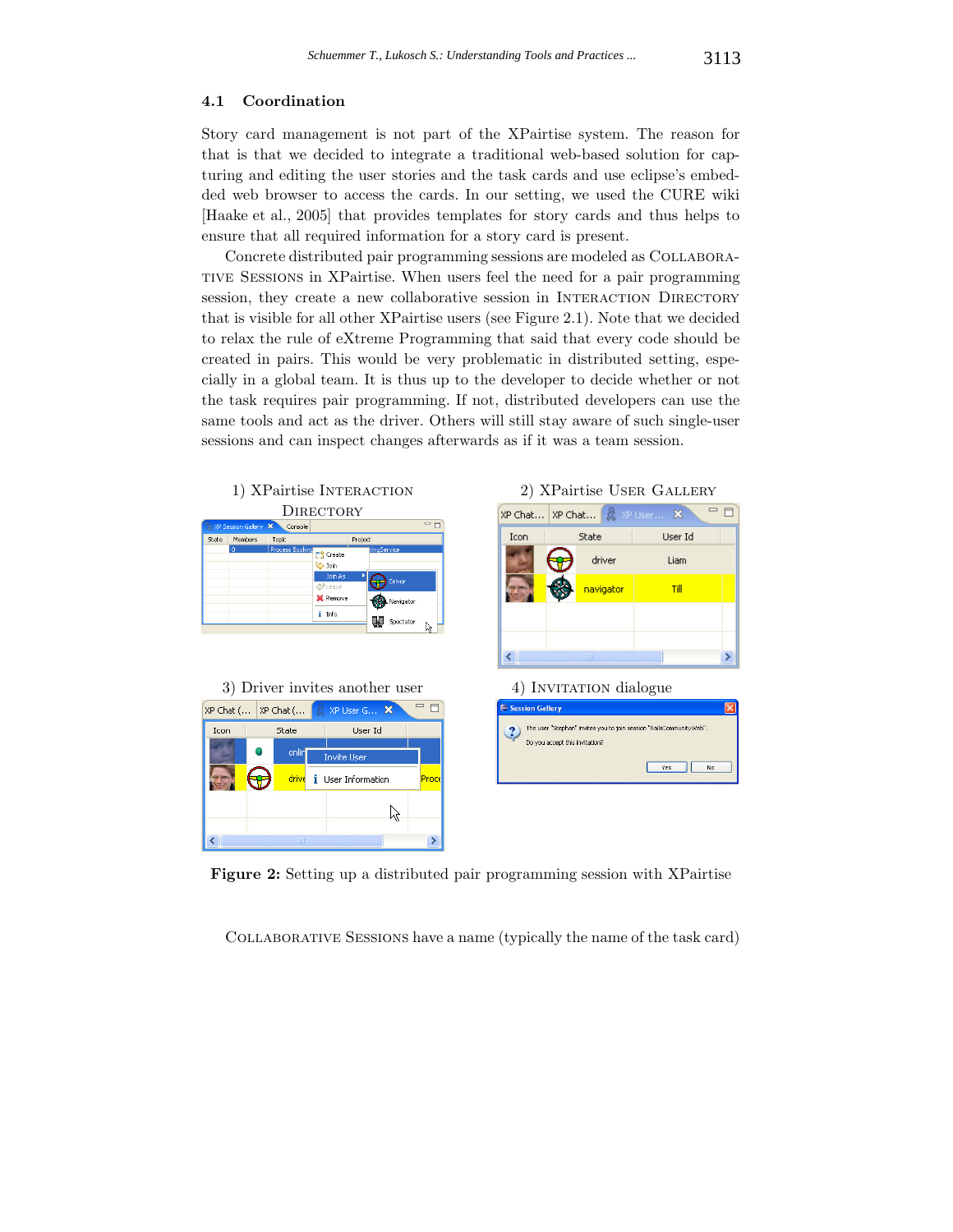### 4.1 Coordination

Story card management is not part of the XPairtise system. The reason for that is that we decided to integrate a traditional web-based solution for capturing and editing the user stories and the task cards and use eclipse's embedded web browser to access the cards. In our setting, we used the CURE wiki [Haake et al., 2005] that provides templates for story cards and thus helps to ensure that all required information for a story card is present.

Concrete distributed pair programming sessions are modeled as COLLABORATIVE SESSIONS in XPairtise. When users feel the need for a pair programming session, they create a new collaborative session in INTERACTION DIRECTORY that is visible for all other XPairtise users (see Figure 2.1). Note that we decided to relax the rule of eXtreme Programming that said that every code should be created in pairs. This would be very problematic in distributed setting, especially in a global team. It is thus up to the developer to decide whether or not the task requires pair programming. If not, distributed developers can use the same tools and act as the driver. Others will still stay aware of such single-user sessions and can inspect changes afterwards as if it was a team session.

1) XPairtise INTERACTION DIRECTORY

2) XPairtise USER GALLERY

3) Driver invites another user

4) INVITATION dialogue

**Figure 2:** Setting up a distributed pair programming session with XPairtise

COLLABORATIVE SESSIONS have a name (typically the name of the task card)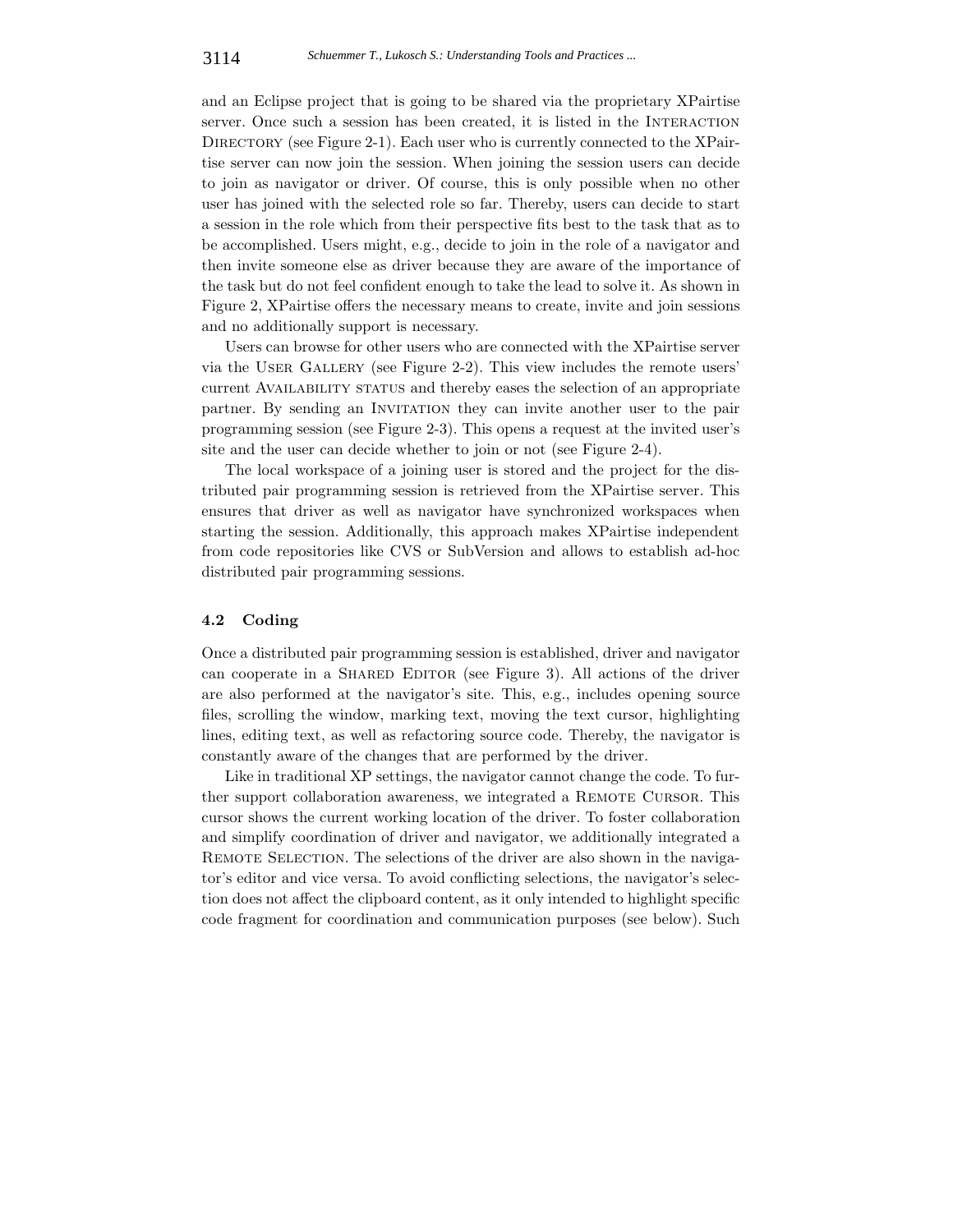and an Eclipse project that is going to be shared via the proprietary XPairtise server. Once such a session has been created, it is listed in the Interaction Directory (see Figure 2-1). Each user who is currently connected to the XPairtise server can now join the session. When joining the session users can decide to join as navigator or driver. Of course, this is only possible when no other user has joined with the selected role so far. Thereby, users can decide to start a session in the role which from their perspective fits best to the task that as to be accomplished. Users might, e.g., decide to join in the role of a navigator and then invite someone else as driver because they are aware of the importance of the task but do not feel confident enough to take the lead to solve it. As shown in Figure 2, XPairtise offers the necessary means to create, invite and join sessions and no additionally support is necessary.

Users can browse for other users who are connected with the XPairtise server via the User Gallery (see Figure 2-2). This view includes the remote users' current Availability status and thereby eases the selection of an appropriate partner. By sending an Invitation they can invite another user to the pair programming session (see Figure 2-3). This opens a request at the invited user's site and the user can decide whether to join or not (see Figure 2-4).

The local workspace of a joining user is stored and the project for the distributed pair programming session is retrieved from the XPairtise server. This ensures that driver as well as navigator have synchronized workspaces when starting the session. Additionally, this approach makes XPairtise independent from code repositories like CVS or SubVersion and allows to establish ad-hoc distributed pair programming sessions.

### 4.2 Coding

Once a distributed pair programming session is established, driver and navigator can cooperate in a Shared Editor (see Figure 3). All actions of the driver are also performed at the navigator's site. This, e.g., includes opening source files, scrolling the window, marking text, moving the text cursor, highlighting lines, editing text, as well as refactoring source code. Thereby, the navigator is constantly aware of the changes that are performed by the driver.

Like in traditional XP settings, the navigator cannot change the code. To further support collaboration awareness, we integrated a Remote Cursor. This cursor shows the current working location of the driver. To foster collaboration and simplify coordination of driver and navigator, we additionally integrated a Remote Selection. The selections of the driver are also shown in the navigator's editor and vice versa. To avoid conflicting selections, the navigator's selection does not affect the clipboard content, as it only intended to highlight specific code fragment for coordination and communication purposes (see below). Such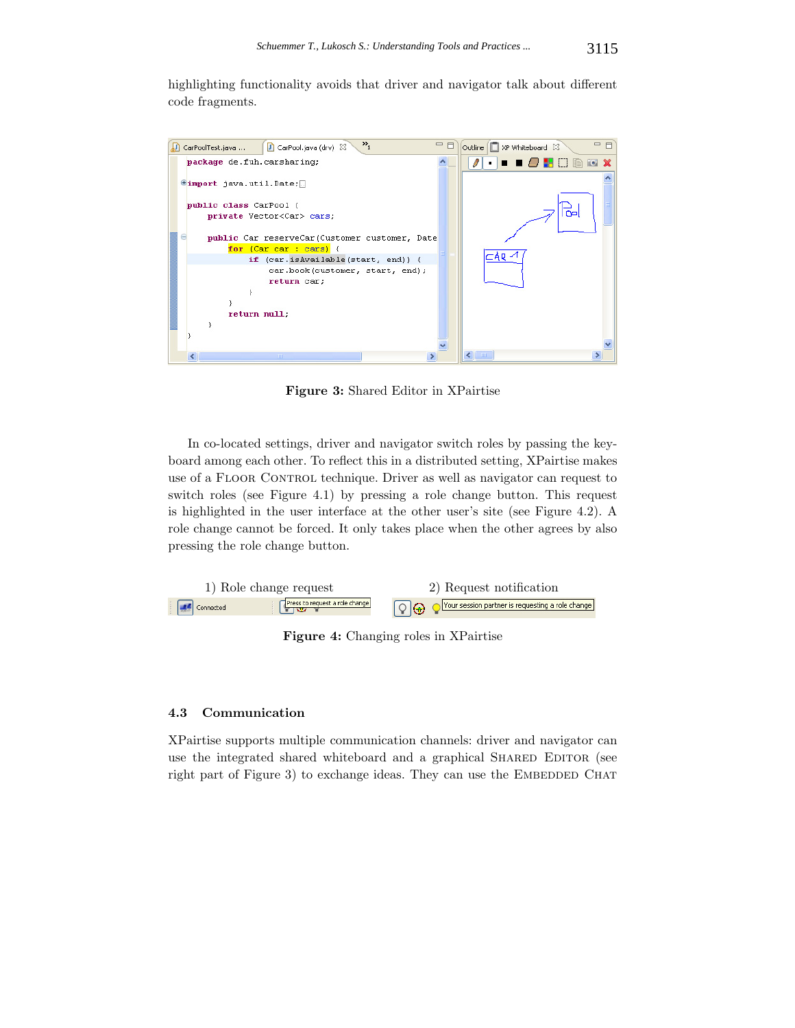highlighting functionality avoids that driver and navigator talk about different code fragments.

**Figure 3:** Shared Editor in XPairtise

In co-located settings, driver and navigator switch roles by passing the keyboard among each other. To reflect this in a distributed setting, XPairtise makes use of a Floor Control technique. Driver as well as navigator can request to switch roles (see Figure 4.1) by pressing a role change button. This request is highlighted in the user interface at the other user's site (see Figure 4.2). A role change cannot be forced. It only takes place when the other agrees by also pressing the role change button.

**Figure 4:** Changing roles in XPairtise

### 4.3 Communication

XPairtise supports multiple communication channels: driver and navigator can use the integrated shared whiteboard and a graphical Shared Editor (see right part of Figure 3) to exchange ideas. They can use the Embedded Chat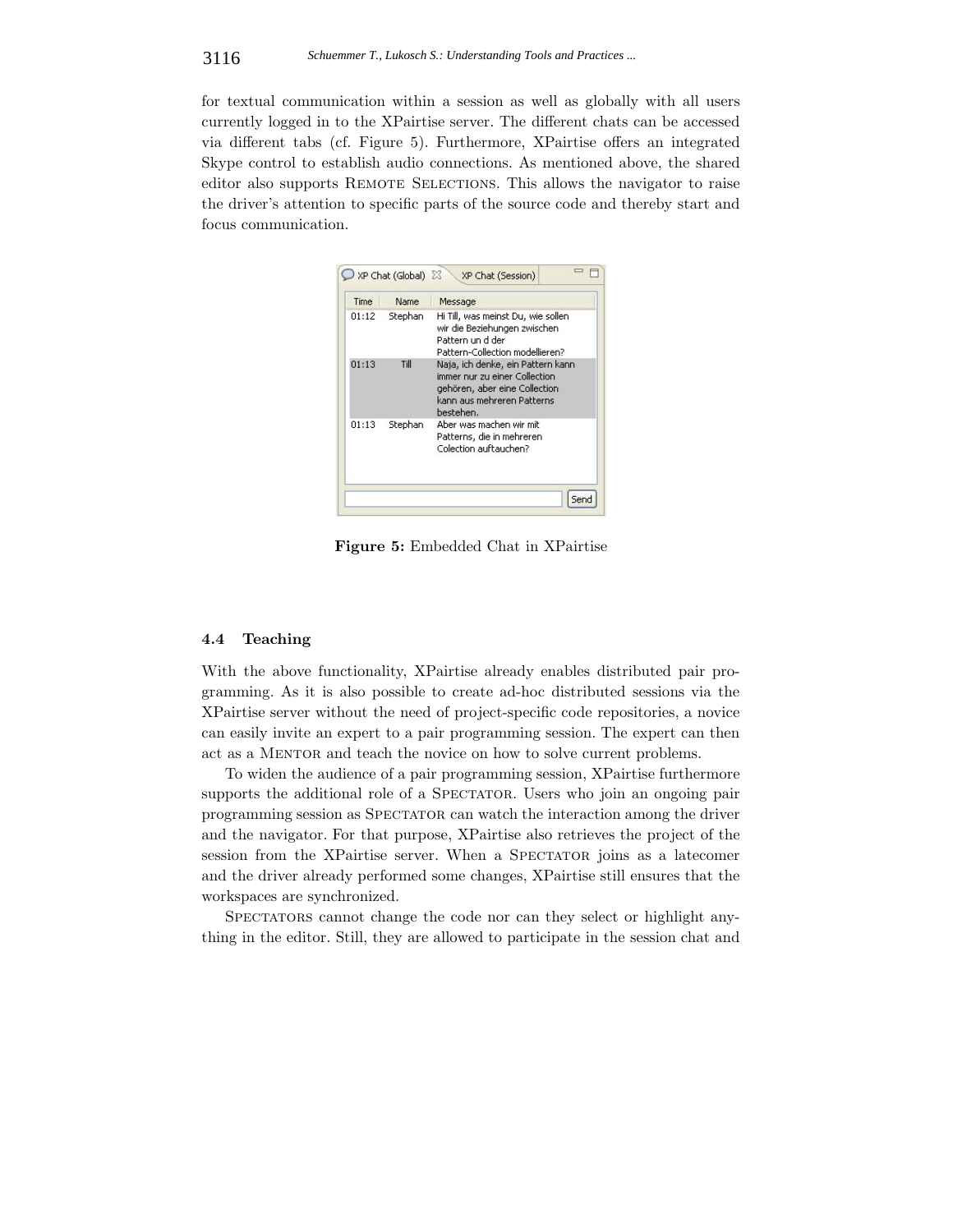for textual communication within a session as well as globally with all users currently logged in to the XPairtise server. The different chats can be accessed via different tabs (cf. Figure 5). Furthermore, XPairtise offers an integrated Skype control to establish audio connections. As mentioned above, the shared editor also supports REMOTE SELECTIONS. This allows the navigator to raise the driver's attention to specific parts of the source code and thereby start and focus communication.

**Figure 5:** Embedded Chat in XPairtise

### 4.4 Teaching

With the above functionality, XPairtise already enables distributed pair programming. As it is also possible to create ad-hoc distributed sessions via the XPairtise server without the need of project-specific code repositories, a novice can easily invite an expert to a pair programming session. The expert can then act as a MENTOR and teach the novice on how to solve current problems.

To widen the audience of a pair programming session, XPairtise furthermore supports the additional role of a SPECTATOR. Users who join an ongoing pair programming session as SPECTATOR can watch the interaction among the driver and the navigator. For that purpose, XPairtise also retrieves the project of the session from the XPairtise server. When a SPECTATOR joins as a latecomer and the driver already performed some changes, XPairtise still ensures that the workspaces are synchronized.

SPECTATORS cannot change the code nor can they select or highlight anything in the editor. Still, they are allowed to participate in the session chat and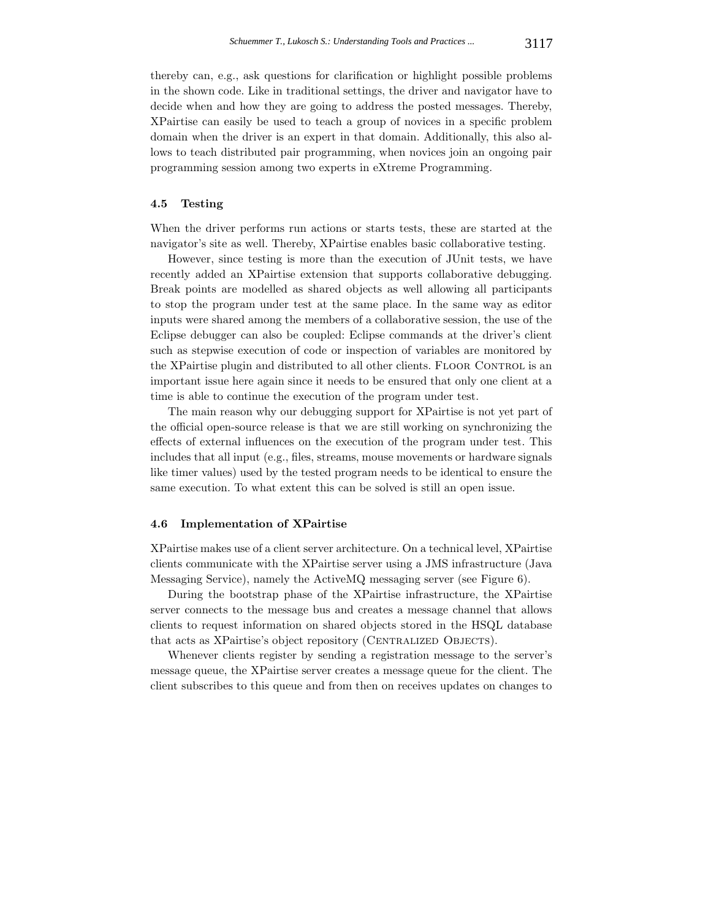thereby can, e.g., ask questions for clarification or highlight possible problems in the shown code. Like in traditional settings, the driver and navigator have to decide when and how they are going to address the posted messages. Thereby, XPairtise can easily be used to teach a group of novices in a specific problem domain when the driver is an expert in that domain. Additionally, this also allows to teach distributed pair programming, when novices join an ongoing pair programming session among two experts in eXtreme Programming.

### 4.5 Testing

When the driver performs run actions or starts tests, these are started at the navigator's site as well. Thereby, XPairtise enables basic collaborative testing.

However, since testing is more than the execution of JUnit tests, we have recently added an XPairtise extension that supports collaborative debugging. Break points are modelled as shared objects as well allowing all participants to stop the program under test at the same place. In the same way as editor inputs were shared among the members of a collaborative session, the use of the Eclipse debugger can also be coupled: Eclipse commands at the driver's client such as stepwise execution of code or inspection of variables are monitored by the XPairtise plugin and distributed to all other clients. Floor Control is an important issue here again since it needs to be ensured that only one client at a time is able to continue the execution of the program under test.

The main reason why our debugging support for XPairtise is not yet part of the official open-source release is that we are still working on synchronizing the effects of external influences on the execution of the program under test. This includes that all input (e.g., files, streams, mouse movements or hardware signals like timer values) used by the tested program needs to be identical to ensure the same execution. To what extent this can be solved is still an open issue.

### 4.6 Implementation of XPairtise

XPairtise makes use of a client server architecture. On a technical level, XPairtise clients communicate with the XPairtise server using a JMS infrastructure (Java Messaging Service), namely the ActiveMQ messaging server (see Figure 6).

During the bootstrap phase of the XPairtise infrastructure, the XPairtise server connects to the message bus and creates a message channel that allows clients to request information on shared objects stored in the HSQL database that acts as XPairtise's object repository (Centralized Objects).

Whenever clients register by sending a registration message to the server's message queue, the XPairtise server creates a message queue for the client. The client subscribes to this queue and from then on receives updates on changes to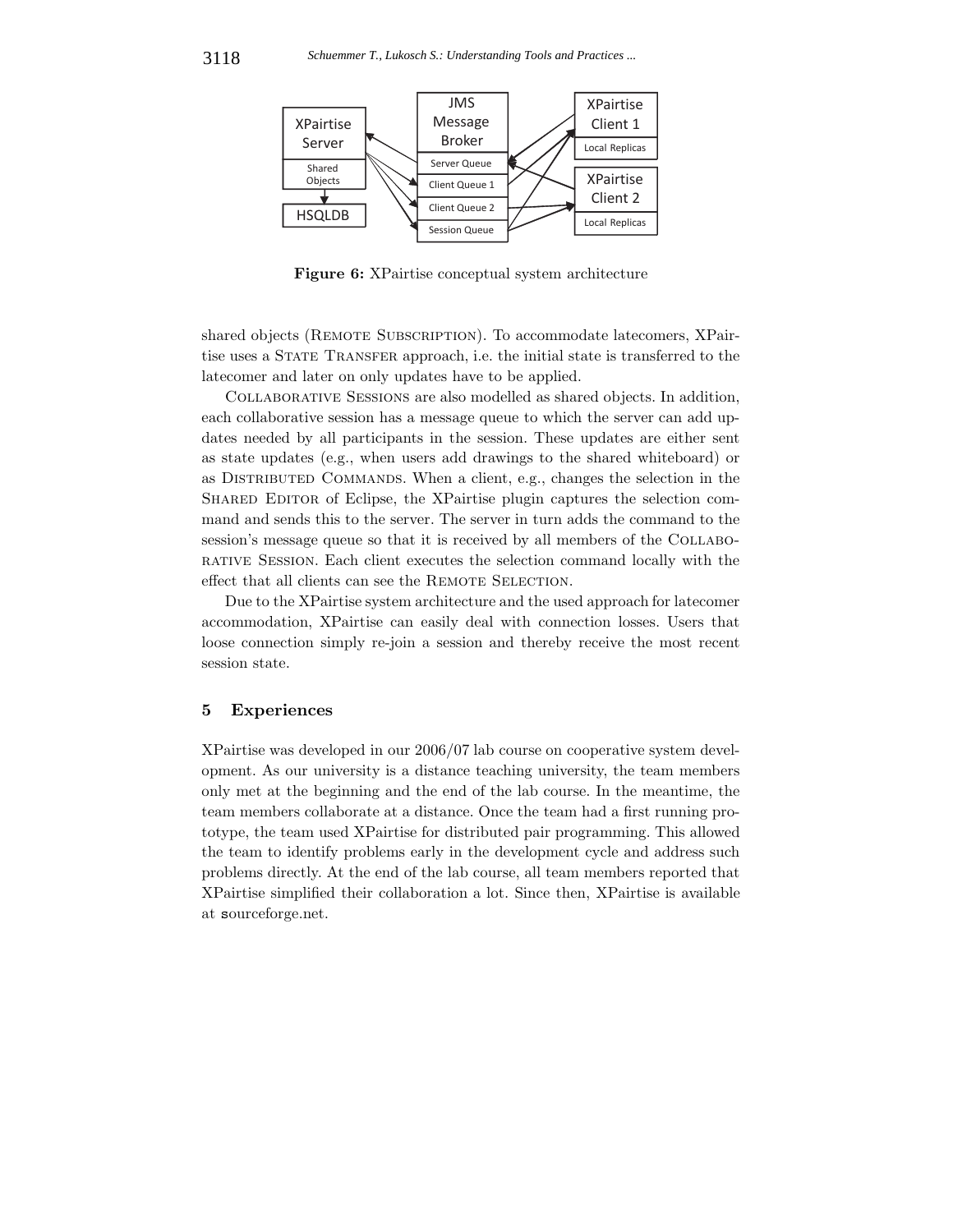**Figure 6:** XPairtise conceptual system architecture

shared objects (Remote Subscription). To accommodate latecomers, XPairtise uses a State Transfer approach, i.e. the initial state is transferred to the latecomer and later on only updates have to be applied.

Collaborative Sessions are also modelled as shared objects. In addition, each collaborative session has a message queue to which the server can add updates needed by all participants in the session. These updates are either sent as state updates (e.g., when users add drawings to the shared whiteboard) or as Distributed Commands. When a client, e.g., changes the selection in the Shared Editor of Eclipse, the XPairtise plugin captures the selection command and sends this to the server. The server in turn adds the command to the session's message queue so that it is received by all members of the Collaborative Session. Each client executes the selection command locally with the effect that all clients can see the Remote Selection.

Due to the XPairtise system architecture and the used approach for latecomer accommodation, XPairtise can easily deal with connection losses. Users that loose connection simply re-join a session and thereby receive the most recent session state.

## 5 Experiences

XPairtise was developed in our 2006/07 lab course on cooperative system development. As our university is a distance teaching university, the team members only met at the beginning and the end of the lab course. In the meantime, the team members collaborate at a distance. Once the team had a first running prototype, the team used XPairtise for distributed pair programming. This allowed the team to identify problems early in the development cycle and address such problems directly. At the end of the lab course, all team members reported that XPairtise simplified their collaboration a lot. Since then, XPairtise is available at sourceforge.net.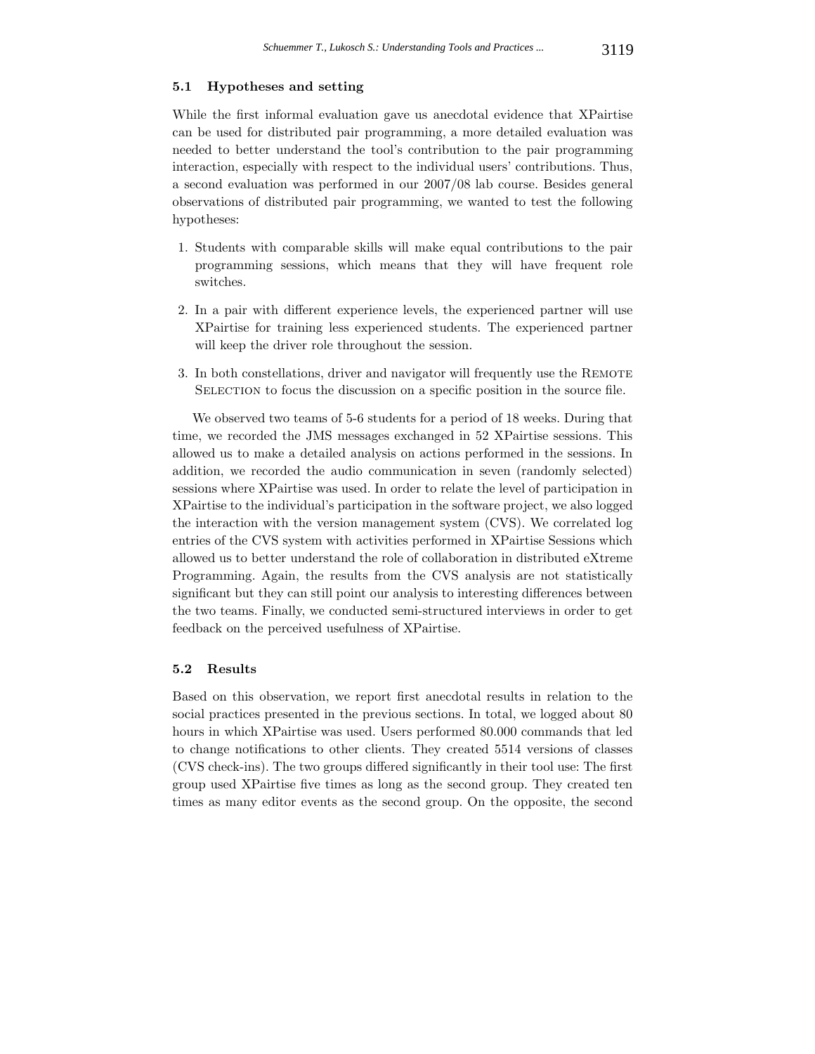### 5.1 Hypotheses and setting

While the first informal evaluation gave us anecdotal evidence that XPairtise can be used for distributed pair programming, a more detailed evaluation was needed to better understand the tool's contribution to the pair programming interaction, especially with respect to the individual users' contributions. Thus, a second evaluation was performed in our 2007/08 lab course. Besides general observations of distributed pair programming, we wanted to test the following hypotheses:

1. Students with comparable skills will make equal contributions to the pair programming sessions, which means that they will have frequent role switches.
2. In a pair with different experience levels, the experienced partner will use XPairtise for training less experienced students. The experienced partner will keep the driver role throughout the session.
3. In both constellations, driver and navigator will frequently use the Remote Selection to focus the discussion on a specific position in the source file.

We observed two teams of 5-6 students for a period of 18 weeks. During that time, we recorded the JMS messages exchanged in 52 XPairtise sessions. This allowed us to make a detailed analysis on actions performed in the sessions. In addition, we recorded the audio communication in seven (randomly selected) sessions where XPairtise was used. In order to relate the level of participation in XPairtise to the individual's participation in the software project, we also logged the interaction with the version management system (CVS). We correlated log entries of the CVS system with activities performed in XPairtise Sessions which allowed us to better understand the role of collaboration in distributed eXtreme Programming. Again, the results from the CVS analysis are not statistically significant but they can still point our analysis to interesting differences between the two teams. Finally, we conducted semi-structured interviews in order to get feedback on the perceived usefulness of XPairtise.

### 5.2 Results

Based on this observation, we report first anecdotal results in relation to the social practices presented in the previous sections. In total, we logged about 80 hours in which XPairtise was used. Users performed 80.000 commands that led to change notifications to other clients. They created 5514 versions of classes (CVS check-ins). The two groups differed significantly in their tool use: The first group used XPairtise five times as long as the second group. They created ten times as many editor events as the second group. On the opposite, the second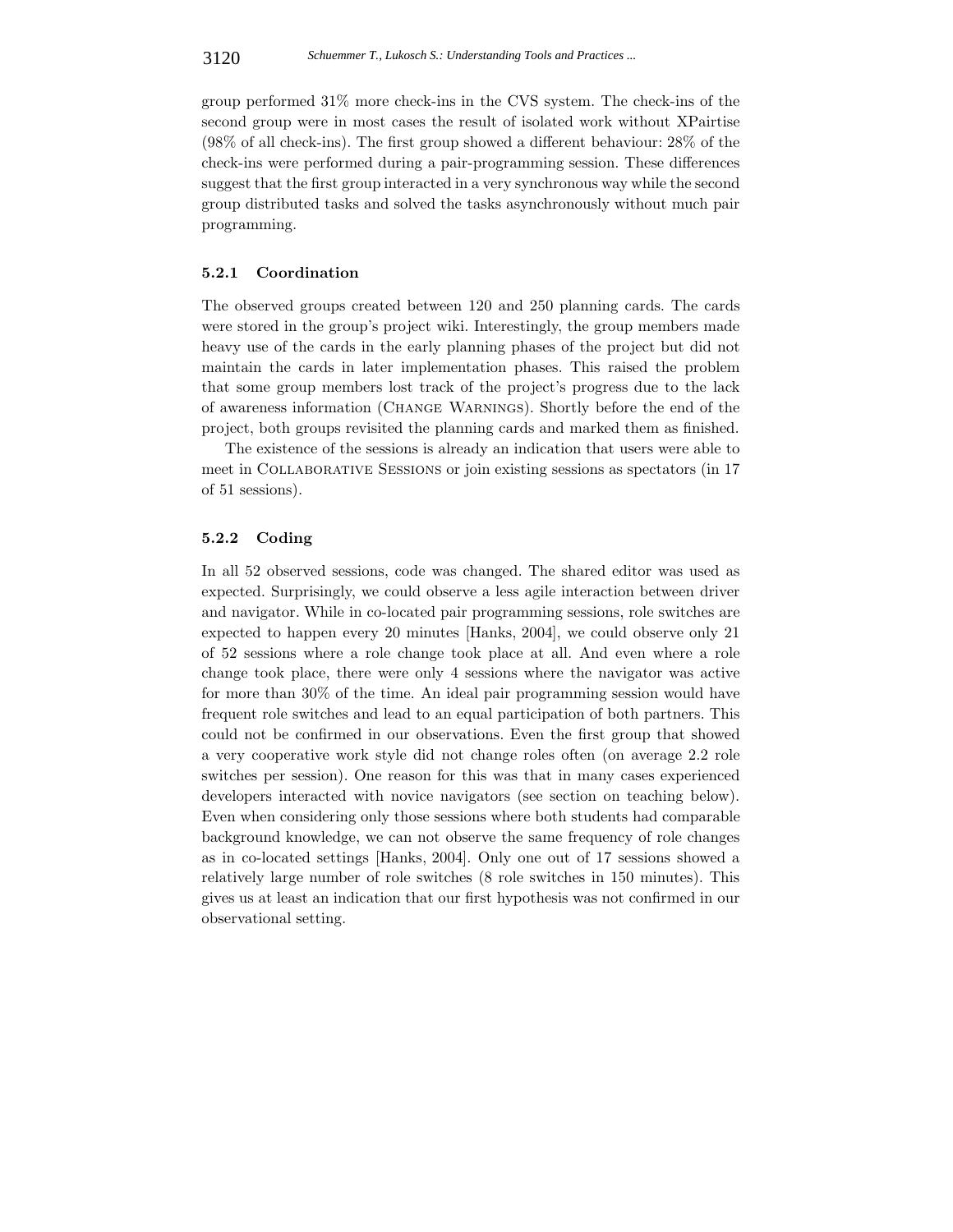group performed 31% more check-ins in the CVS system. The check-ins of the second group were in most cases the result of isolated work without XPairtise (98% of all check-ins). The first group showed a different behaviour: 28% of the check-ins were performed during a pair-programming session. These differences suggest that the first group interacted in a very synchronous way while the second group distributed tasks and solved the tasks asynchronously without much pair programming.

### 5.2.1 Coordination

The observed groups created between 120 and 250 planning cards. The cards were stored in the group's project wiki. Interestingly, the group members made heavy use of the cards in the early planning phases of the project but did not maintain the cards in later implementation phases. This raised the problem that some group members lost track of the project's progress due to the lack of awareness information (CHANGE WARNINGS). Shortly before the end of the project, both groups revisited the planning cards and marked them as finished.

The existence of the sessions is already an indication that users were able to meet in COLLABORATIVE SESSIONS or join existing sessions as spectators (in 17 of 51 sessions).

### 5.2.2 Coding

In all 52 observed sessions, code was changed. The shared editor was used as expected. Surprisingly, we could observe a less agile interaction between driver and navigator. While in co-located pair programming sessions, role switches are expected to happen every 20 minutes [Hanks, 2004], we could observe only 21 of 52 sessions where a role change took place at all. And even where a role change took place, there were only 4 sessions where the navigator was active for more than 30% of the time. An ideal pair programming session would have frequent role switches and lead to an equal participation of both partners. This could not be confirmed in our observations. Even the first group that showed a very cooperative work style did not change roles often (on average 2.2 role switches per session). One reason for this was that in many cases experienced developers interacted with novice navigators (see section on teaching below). Even when considering only those sessions where both students had comparable background knowledge, we can not observe the same frequency of role changes as in co-located settings [Hanks, 2004]. Only one out of 17 sessions showed a relatively large number of role switches (8 role switches in 150 minutes). This gives us at least an indication that our first hypothesis was not confirmed in our observational setting.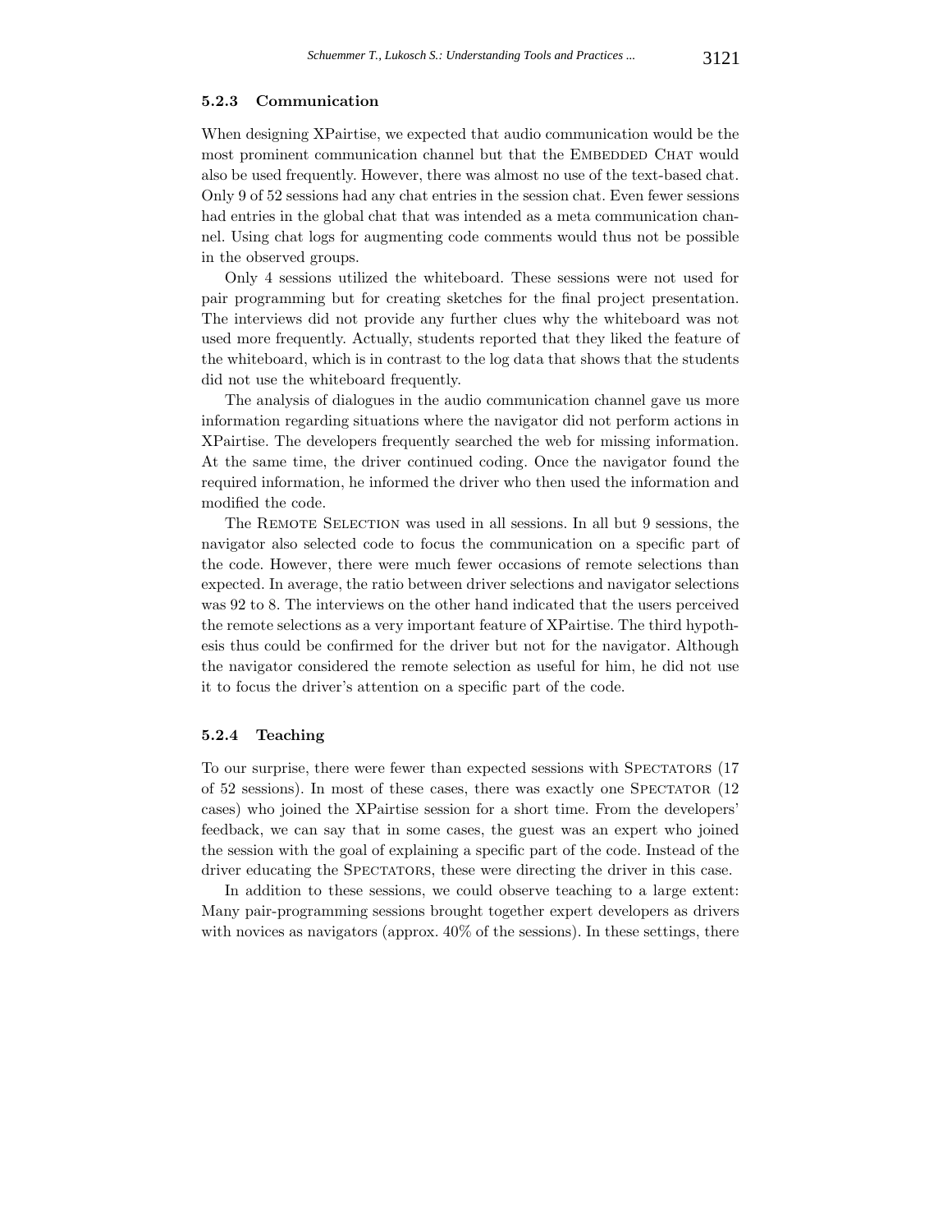#### 5.2.3 Communication

When designing XPairtise, we expected that audio communication would be the most prominent communication channel but that the Embedded Chat would also be used frequently. However, there was almost no use of the text-based chat. Only 9 of 52 sessions had any chat entries in the session chat. Even fewer sessions had entries in the global chat that was intended as a meta communication channel. Using chat logs for augmenting code comments would thus not be possible in the observed groups.

Only 4 sessions utilized the whiteboard. These sessions were not used for pair programming but for creating sketches for the final project presentation. The interviews did not provide any further clues why the whiteboard was not used more frequently. Actually, students reported that they liked the feature of the whiteboard, which is in contrast to the log data that shows that the students did not use the whiteboard frequently.

The analysis of dialogues in the audio communication channel gave us more information regarding situations where the navigator did not perform actions in XPairtise. The developers frequently searched the web for missing information. At the same time, the driver continued coding. Once the navigator found the required information, he informed the driver who then used the information and modified the code.

The Remote Selection was used in all sessions. In all but 9 sessions, the navigator also selected code to focus the communication on a specific part of the code. However, there were much fewer occasions of remote selections than expected. In average, the ratio between driver selections and navigator selections was 92 to 8. The interviews on the other hand indicated that the users perceived the remote selections as a very important feature of XPairtise. The third hypothesis thus could be confirmed for the driver but not for the navigator. Although the navigator considered the remote selection as useful for him, he did not use it to focus the driver's attention on a specific part of the code.

#### 5.2.4 Teaching

To our surprise, there were fewer than expected sessions with Spectators (17 of 52 sessions). In most of these cases, there was exactly one Spectator (12 cases) who joined the XPairtise session for a short time. From the developers' feedback, we can say that in some cases, the guest was an expert who joined the session with the goal of explaining a specific part of the code. Instead of the driver educating the Spectators, these were directing the driver in this case.

In addition to these sessions, we could observe teaching to a large extent: Many pair-programming sessions brought together expert developers as drivers with novices as navigators (approx. 40% of the sessions). In these settings, there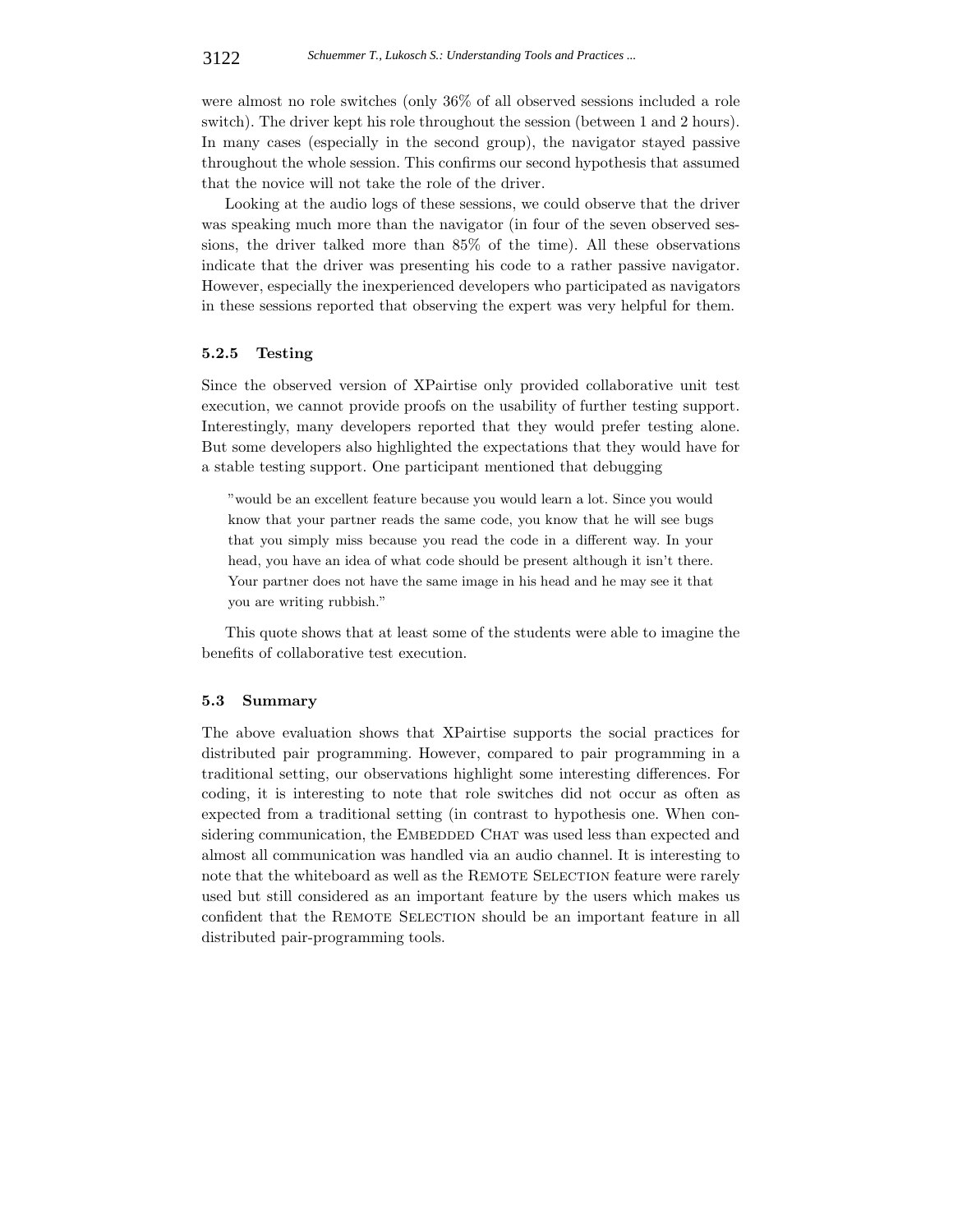were almost no role switches (only 36% of all observed sessions included a role switch). The driver kept his role throughout the session (between 1 and 2 hours). In many cases (especially in the second group), the navigator stayed passive throughout the whole session. This confirms our second hypothesis that assumed that the novice will not take the role of the driver.

Looking at the audio logs of these sessions, we could observe that the driver was speaking much more than the navigator (in four of the seven observed sessions, the driver talked more than 85% of the time). All these observations indicate that the driver was presenting his code to a rather passive navigator. However, especially the inexperienced developers who participated as navigators in these sessions reported that observing the expert was very helpful for them.

#### 5.2.5 Testing

Since the observed version of XPairtise only provided collaborative unit test execution, we cannot provide proofs on the usability of further testing support. Interestingly, many developers reported that they would prefer testing alone. But some developers also highlighted the expectations that they would have for a stable testing support. One participant mentioned that debugging

> "would be an excellent feature because you would learn a lot. Since you would know that your partner reads the same code, you know that he will see bugs that you simply miss because you read the code in a different way. In your head, you have an idea of what code should be present although it isn't there. Your partner does not have the same image in his head and he may see it that you are writing rubbish."

This quote shows that at least some of the students were able to imagine the benefits of collaborative test execution.

### 5.3 Summary

The above evaluation shows that XPairtise supports the social practices for distributed pair programming. However, compared to pair programming in a traditional setting, our observations highlight some interesting differences. For coding, it is interesting to note that role switches did not occur as often as expected from a traditional setting (in contrast to hypothesis one. When considering communication, the Embedded Chat was used less than expected and almost all communication was handled via an audio channel. It is interesting to note that the whiteboard as well as the Remote Selection feature were rarely used but still considered as an important feature by the users which makes us confident that the Remote Selection should be an important feature in all distributed pair-programming tools.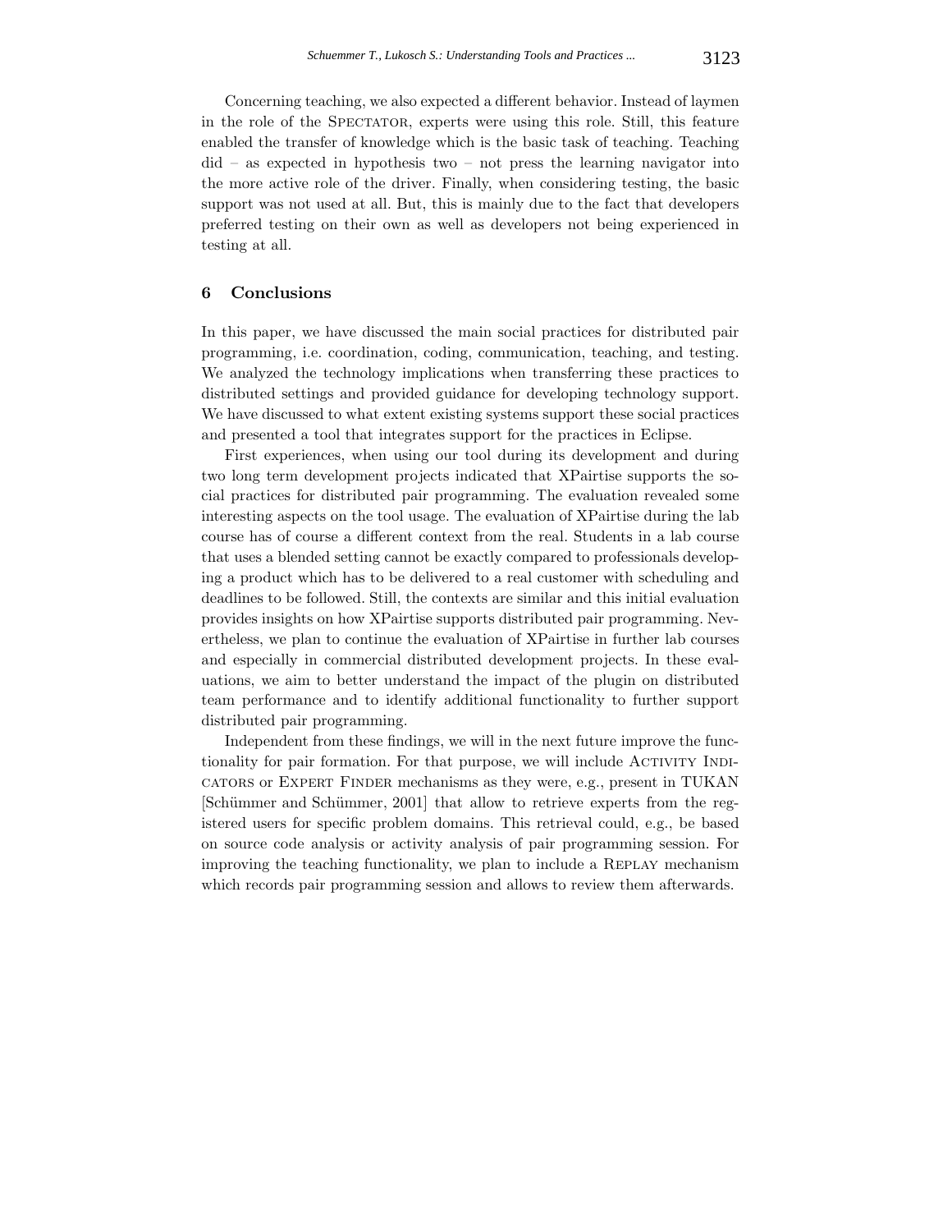Concerning teaching, we also expected a different behavior. Instead of laymen in the role of the SPECTATOR, experts were using this role. Still, this feature enabled the transfer of knowledge which is the basic task of teaching. Teaching did – as expected in hypothesis two – not press the learning navigator into the more active role of the driver. Finally, when considering testing, the basic support was not used at all. But, this is mainly due to the fact that developers preferred testing on their own as well as developers not being experienced in testing at all.

## 6 Conclusions

In this paper, we have discussed the main social practices for distributed pair programming, i.e. coordination, coding, communication, teaching, and testing. We analyzed the technology implications when transferring these practices to distributed settings and provided guidance for developing technology support. We have discussed to what extent existing systems support these social practices and presented a tool that integrates support for the practices in Eclipse.

First experiences, when using our tool during its development and during two long term development projects indicated that XPairtise supports the social practices for distributed pair programming. The evaluation revealed some interesting aspects on the tool usage. The evaluation of XPairtise during the lab course has of course a different context from the real. Students in a lab course that uses a blended setting cannot be exactly compared to professionals developing a product which has to be delivered to a real customer with scheduling and deadlines to be followed. Still, the contexts are similar and this initial evaluation provides insights on how XPairtise supports distributed pair programming. Nevertheless, we plan to continue the evaluation of XPairtise in further lab courses and especially in commercial distributed development projects. In these evaluations, we aim to better understand the impact of the plugin on distributed team performance and to identify additional functionality to further support distributed pair programming.

Independent from these findings, we will in the next future improve the functionality for pair formation. For that purpose, we will include ACTIVITY INDICATORS or EXPERT FINDER mechanisms as they were, e.g., present in TUKAN [Schümmer and Schümmer, 2001] that allow to retrieve experts from the registered users for specific problem domains. This retrieval could, e.g., be based on source code analysis or activity analysis of pair programming session. For improving the teaching functionality, we plan to include a REPLAY mechanism which records pair programming session and allows to review them afterwards.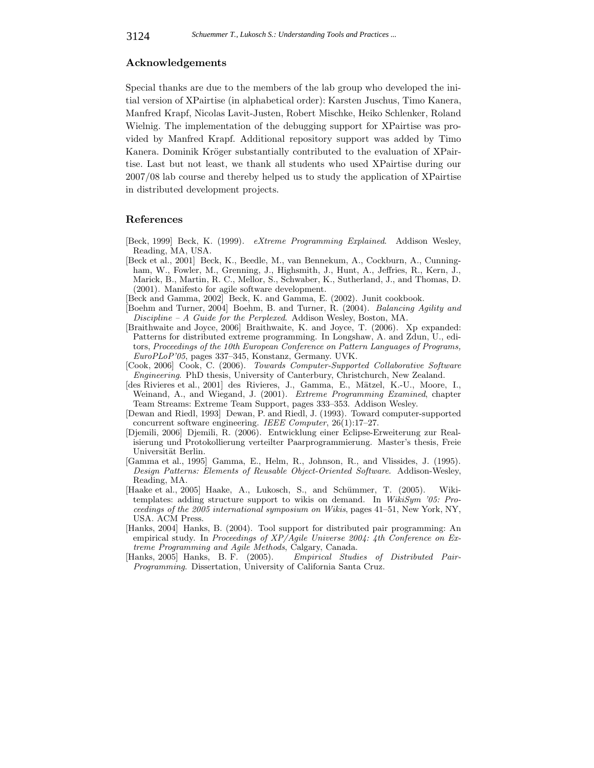## Acknowledgements

Special thanks are due to the members of the lab group who developed the initial version of XPairtise (in alphabetical order): Karsten Juschus, Timo Kanera, Manfred Krapf, Nicolas Lavit-Justen, Robert Mischke, Heiko Schlenker, Roland Wielnig. The implementation of the debugging support for XPairtise was provided by Manfred Krapf. Additional repository support was added by Timo Kanera. Dominik Kröger substantially contributed to the evaluation of XPairtise. Last but not least, we thank all students who used XPairtise during our 2007/08 lab course and thereby helped us to study the application of XPairtise in distributed development projects.

## References

[Beck, 1999] Beck, K. (1999). *eXtreme Programming Explained*. Addison Wesley, Reading, MA, USA.

[Beck et al., 2001] Beck, K., Beedle, M., van Bennekum, A., Cockburn, A., Cunningham, W., Fowler, M., Grenning, J., Highsmith, J., Hunt, A., Jeffries, R., Kern, J., Marick, B., Martin, R. C., Mellor, S., Schwaber, K., Sutherland, J., and Thomas, D. (2001). Manifesto for agile software development.

[Beck and Gamma, 2002] Beck, K. and Gamma, E. (2002). Junit cookbook.

[Boehm and Turner, 2004] Boehm, B. and Turner, R. (2004). *Balancing Agility and Discipline – A Guide for the Perplexed*. Addison Wesley, Boston, MA.

[Braithwaite and Joyce, 2006] Braithwaite, K. and Joyce, T. (2006). Xp expanded: Patterns for distributed extreme programming. In Longshaw, A. and Zdun, U., editors, *Proceedings of the 10th European Conference on Pattern Languages of Programs, EuroPLoP'05*, pages 337–345, Konstanz, Germany. UVK.

[Cook, 2006] Cook, C. (2006). *Towards Computer-Supported Collaborative Software Engineering*. PhD thesis, University of Canterbury, Christchurch, New Zealand.

[des Rivieres et al., 2001] des Rivieres, J., Gamma, E., Mätzel, K.-U., Moore, I., Weinand, A., and Wiegand, J. (2001). *Extreme Programming Examined*, chapter Team Streams: Extreme Team Support, pages 333–353. Addison Wesley.

[Dewan and Riedl, 1993] Dewan, P. and Riedl, J. (1993). Toward computer-supported concurrent software engineering. *IEEE Computer*, 26(1):17–27.

[Djemili, 2006] Djemili, R. (2006). Entwicklung einer Eclipse-Erweiterung zur Realisierung und Protokollierung verteilter Paarprogrammierung. Master's thesis, Freie Universität Berlin.

[Gamma et al., 1995] Gamma, E., Helm, R., Johnson, R., and Vlissides, J. (1995). *Design Patterns: Elements of Reusable Object-Oriented Software*. Addison-Wesley, Reading, MA.

[Haake et al., 2005] Haake, A., Lukosch, S., and Schümmer, T. (2005). Wiki-templates: adding structure support to wikis on demand. In *WikiSym '05: Proceedings of the 2005 international symposium on Wikis*, pages 41–51, New York, NY, USA. ACM Press.

[Hanks, 2004] Hanks, B. (2004). Tool support for distributed pair programming: An empirical study. In *Proceedings of XP/Agile Universe 2004: 4th Conference on Extreme Programming and Agile Methods*, Calgary, Canada.

[Hanks, 2005] Hanks, B. F. (2005). *Empirical Studies of Distributed Pair-Programming*. Dissertation, University of California Santa Cruz.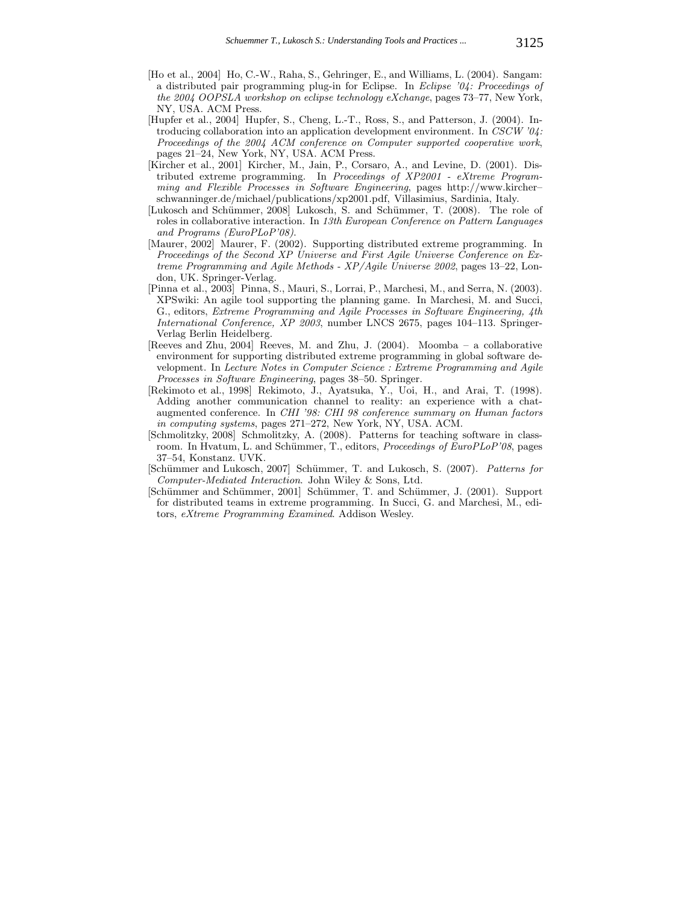[Ho et al., 2004] Ho, C.-W., Raha, S., Gehringer, E., and Williams, L. (2004). Sangam: a distributed pair programming plug-in for Eclipse. In *Eclipse '04: Proceedings of the 2004 OOPSLA workshop on eclipse technology eXchange*, pages 73–77, New York, NY, USA. ACM Press.

[Hupfer et al., 2004] Hupfer, S., Cheng, L.-T., Ross, S., and Patterson, J. (2004). Introducing collaboration into an application development environment. In *CSCW '04: Proceedings of the 2004 ACM conference on Computer supported cooperative work*, pages 21–24, New York, NY, USA. ACM Press.

[Kircher et al., 2001] Kircher, M., Jain, P., Corsaro, A., and Levine, D. (2001). Distributed extreme programming. In *Proceedings of XP2001 - eXtreme Programming and Flexible Processes in Software Engineering*, pages http://www.kircher–schwanninger.de/michael/publications/xp2001.pdf, Villasimius, Sardinia, Italy.

[Lukosch and Schümmer, 2008] Lukosch, S. and Schümmer, T. (2008). The role of roles in collaborative interaction. In *13th European Conference on Pattern Languages and Programs (EuroPLoP'08)*.

[Maurer, 2002] Maurer, F. (2002). Supporting distributed extreme programming. In *Proceedings of the Second XP Universe and First Agile Universe Conference on Extreme Programming and Agile Methods - XP/Agile Universe 2002*, pages 13–22, London, UK. Springer-Verlag.

[Pinna et al., 2003] Pinna, S., Mauri, S., Lorrai, P., Marchesi, M., and Serra, N. (2003). XPSwiki: An agile tool supporting the planning game. In Marchesi, M. and Succi, G., editors, *Extreme Programming and Agile Processes in Software Engineering, 4th International Conference, XP 2003*, number LNCS 2675, pages 104–113. Springer-Verlag Berlin Heidelberg.

[Reeves and Zhu, 2004] Reeves, M. and Zhu, J. (2004). Moomba – a collaborative environment for supporting distributed extreme programming in global software development. In *Lecture Notes in Computer Science : Extreme Programming and Agile Processes in Software Engineering*, pages 38–50. Springer.

[Rekimoto et al., 1998] Rekimoto, J., Ayatsuka, Y., Uoi, H., and Arai, T. (1998). Adding another communication channel to reality: an experience with a chat-augmented conference. In *CHI '98: CHI 98 conference summary on Human factors in computing systems*, pages 271–272, New York, NY, USA. ACM.

[Schmolitzky, 2008] Schmolitzky, A. (2008). Patterns for teaching software in classroom. In Hvatum, L. and Schümmer, T., editors, *Proceedings of EuroPLoP'08*, pages 37–54, Konstanz. UVK.

[Schümmer and Lukosch, 2007] Schümmer, T. and Lukosch, S. (2007). *Patterns for Computer-Mediated Interaction*. John Wiley & Sons, Ltd.

[Schümmer and Schümmer, 2001] Schümmer, T. and Schümmer, J. (2001). Support for distributed teams in extreme programming. In Succi, G. and Marchesi, M., editors, *eXtreme Programming Examined*. Addison Wesley.